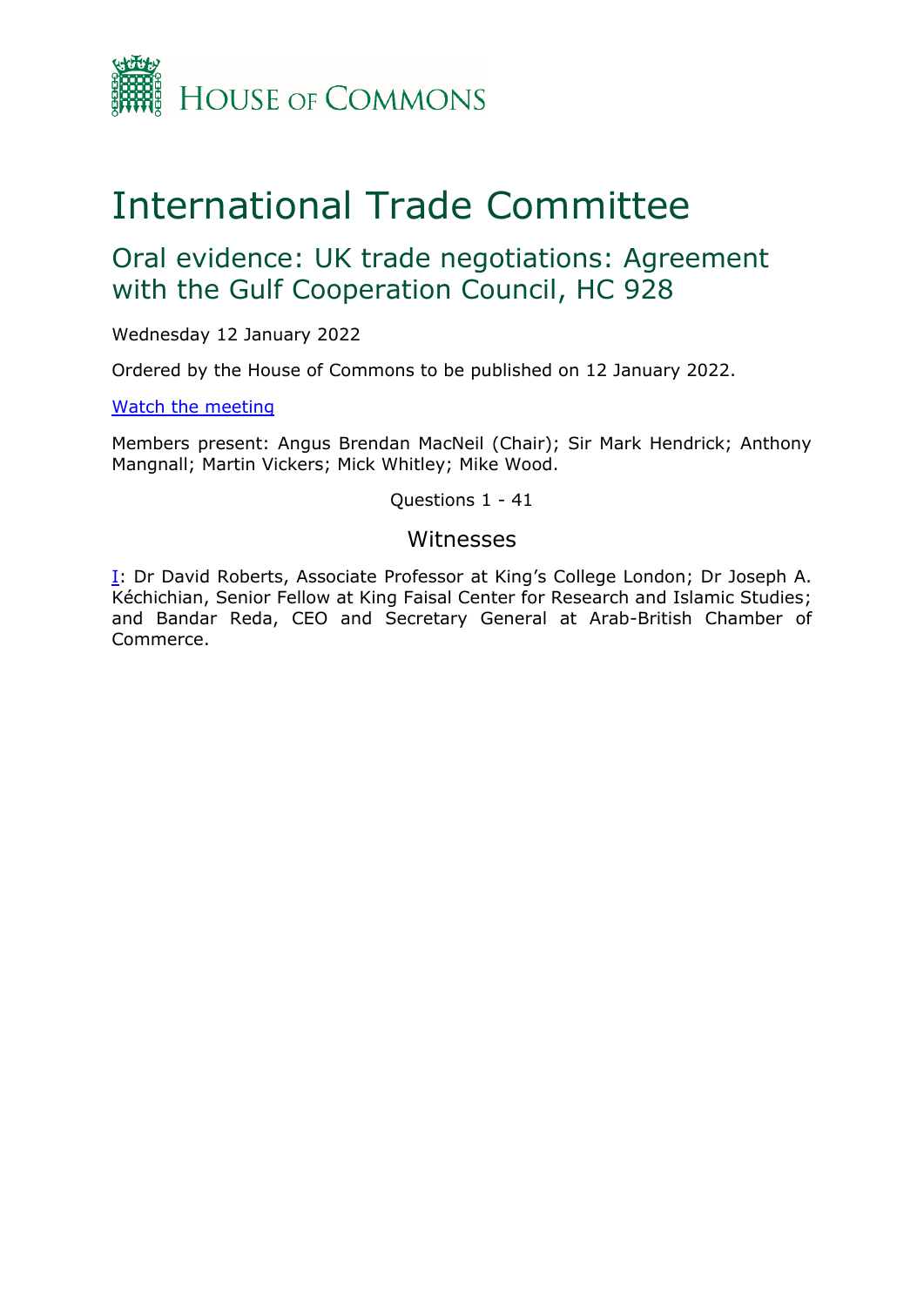HOUSE OF COMMONS

# International Trade Committee

## Oral evidence: UK trade negotiations: Agreement with the Gulf Cooperation Council, HC 928

Wednesday 12 January 2022

Ordered by the House of Commons to be published on 12 January 2022.

[Watch the meeting]

Members present: Angus Brendan MacNeil (Chair); Sir Mark Hendrick; Anthony Mangnall; Martin Vickers; Mick Whitley; Mike Wood.

Questions 1 - 41

### Witnesses

[I]: Dr David Roberts, Associate Professor at King's College London; Dr Joseph A. Kéchichian, Senior Fellow at King Faisal Center for Research and Islamic Studies; and Bandar Reda, CEO and Secretary General at Arab-British Chamber of Commerce.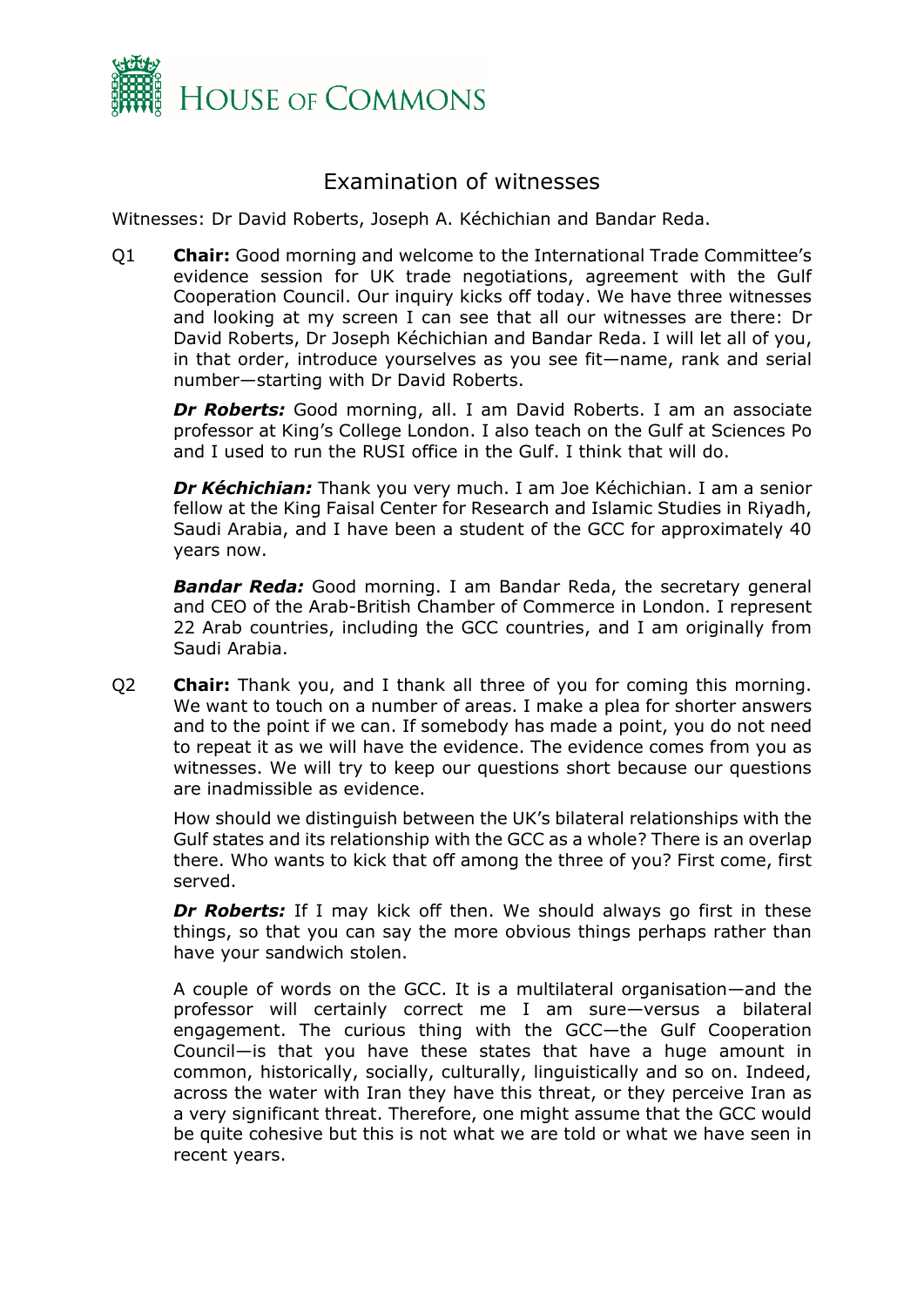# Examination of witnesses

Witnesses: Dr David Roberts, Joseph A. Kéchichian and Bandar Reda.

Q1 **Chair:** Good morning and welcome to the International Trade Committee's evidence session for UK trade negotiations, agreement with the Gulf Cooperation Council. Our inquiry kicks off today. We have three witnesses and looking at my screen I can see that all our witnesses are there: Dr David Roberts, Dr Joseph Kéchichian and Bandar Reda. I will let all of you, in that order, introduce yourselves as you see fit—name, rank and serial number—starting with Dr David Roberts.

***Dr Roberts:*** Good morning, all. I am David Roberts. I am an associate professor at King's College London. I also teach on the Gulf at Sciences Po and I used to run the RUSI office in the Gulf. I think that will do.

***Dr Kéchichian:*** Thank you very much. I am Joe Kéchichian. I am a senior fellow at the King Faisal Center for Research and Islamic Studies in Riyadh, Saudi Arabia, and I have been a student of the GCC for approximately 40 years now.

***Bandar Reda:*** Good morning. I am Bandar Reda, the secretary general and CEO of the Arab-British Chamber of Commerce in London. I represent 22 Arab countries, including the GCC countries, and I am originally from Saudi Arabia.

Q2 **Chair:** Thank you, and I thank all three of you for coming this morning. We want to touch on a number of areas. I make a plea for shorter answers and to the point if we can. If somebody has made a point, you do not need to repeat it as we will have the evidence. The evidence comes from you as witnesses. We will try to keep our questions short because our questions are inadmissible as evidence.

How should we distinguish between the UK's bilateral relationships with the Gulf states and its relationship with the GCC as a whole? There is an overlap there. Who wants to kick that off among the three of you? First come, first served.

***Dr Roberts:*** If I may kick off then. We should always go first in these things, so that you can say the more obvious things perhaps rather than have your sandwich stolen.

A couple of words on the GCC. It is a multilateral organisation—and the professor will certainly correct me I am sure—versus a bilateral engagement. The curious thing with the GCC—the Gulf Cooperation Council—is that you have these states that have a huge amount in common, historically, socially, culturally, linguistically and so on. Indeed, across the water with Iran they have this threat, or they perceive Iran as a very significant threat. Therefore, one might assume that the GCC would be quite cohesive but this is not what we are told or what we have seen in recent years.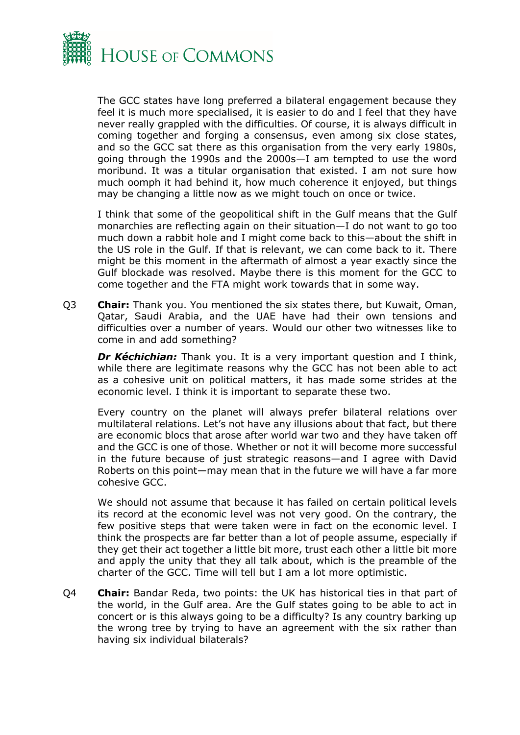The GCC states have long preferred a bilateral engagement because they feel it is much more specialised, it is easier to do and I feel that they have never really grappled with the difficulties. Of course, it is always difficult in coming together and forging a consensus, even among six close states, and so the GCC sat there as this organisation from the very early 1980s, going through the 1990s and the 2000s—I am tempted to use the word moribund. It was a titular organisation that existed. I am not sure how much oomph it had behind it, how much coherence it enjoyed, but things may be changing a little now as we might touch on once or twice.

I think that some of the geopolitical shift in the Gulf means that the Gulf monarchies are reflecting again on their situation—I do not want to go too much down a rabbit hole and I might come back to this—about the shift in the US role in the Gulf. If that is relevant, we can come back to it. There might be this moment in the aftermath of almost a year exactly since the Gulf blockade was resolved. Maybe there is this moment for the GCC to come together and the FTA might work towards that in some way.

Q3 **Chair:** Thank you. You mentioned the six states there, but Kuwait, Oman, Qatar, Saudi Arabia, and the UAE have had their own tensions and difficulties over a number of years. Would our other two witnesses like to come in and add something?

***Dr Kéchichian:*** Thank you. It is a very important question and I think, while there are legitimate reasons why the GCC has not been able to act as a cohesive unit on political matters, it has made some strides at the economic level. I think it is important to separate these two.

Every country on the planet will always prefer bilateral relations over multilateral relations. Let's not have any illusions about that fact, but there are economic blocs that arose after world war two and they have taken off and the GCC is one of those. Whether or not it will become more successful in the future because of just strategic reasons—and I agree with David Roberts on this point—may mean that in the future we will have a far more cohesive GCC.

We should not assume that because it has failed on certain political levels its record at the economic level was not very good. On the contrary, the few positive steps that were taken were in fact on the economic level. I think the prospects are far better than a lot of people assume, especially if they get their act together a little bit more, trust each other a little bit more and apply the unity that they all talk about, which is the preamble of the charter of the GCC. Time will tell but I am a lot more optimistic.

Q4 **Chair:** Bandar Reda, two points: the UK has historical ties in that part of the world, in the Gulf area. Are the Gulf states going to be able to act in concert or is this always going to be a difficulty? Is any country barking up the wrong tree by trying to have an agreement with the six rather than having six individual bilaterals?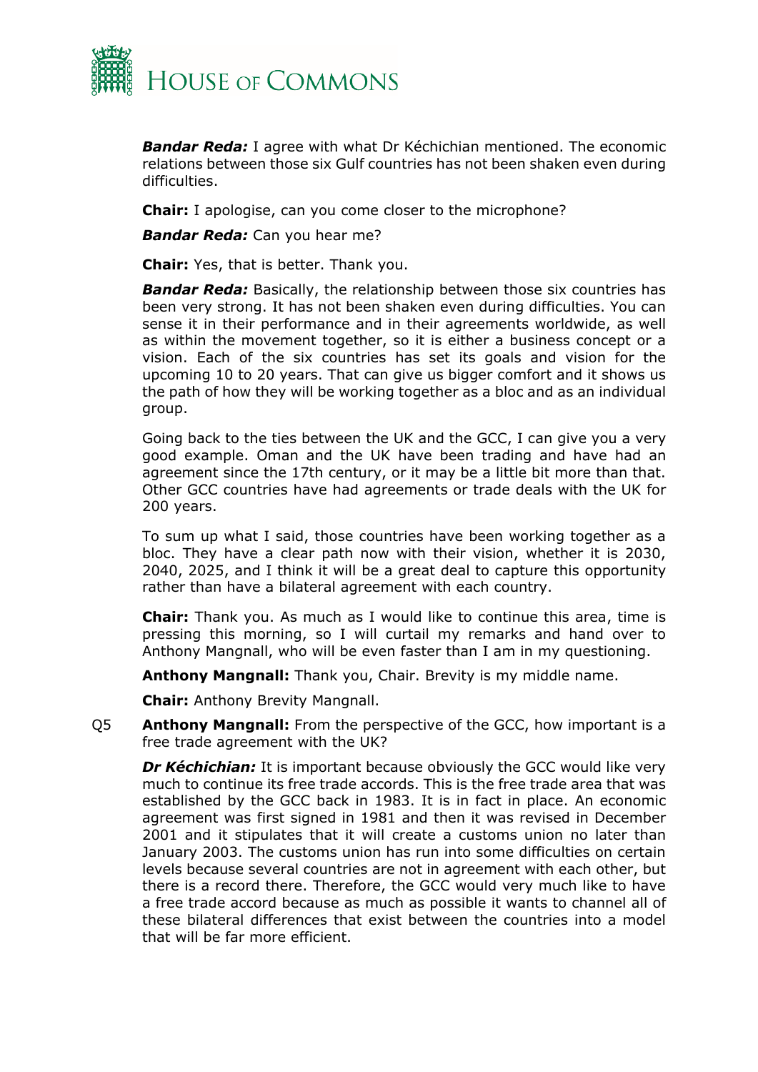***Bandar Reda:*** I agree with what Dr Kéchichian mentioned. The economic relations between those six Gulf countries has not been shaken even during difficulties.

**Chair:** I apologise, can you come closer to the microphone?

***Bandar Reda:*** Can you hear me?

**Chair:** Yes, that is better. Thank you.

***Bandar Reda:*** Basically, the relationship between those six countries has been very strong. It has not been shaken even during difficulties. You can sense it in their performance and in their agreements worldwide, as well as within the movement together, so it is either a business concept or a vision. Each of the six countries has set its goals and vision for the upcoming 10 to 20 years. That can give us bigger comfort and it shows us the path of how they will be working together as a bloc and as an individual group.

Going back to the ties between the UK and the GCC, I can give you a very good example. Oman and the UK have been trading and have had an agreement since the 17th century, or it may be a little bit more than that. Other GCC countries have had agreements or trade deals with the UK for 200 years.

To sum up what I said, those countries have been working together as a bloc. They have a clear path now with their vision, whether it is 2030, 2040, 2025, and I think it will be a great deal to capture this opportunity rather than have a bilateral agreement with each country.

**Chair:** Thank you. As much as I would like to continue this area, time is pressing this morning, so I will curtail my remarks and hand over to Anthony Mangnall, who will be even faster than I am in my questioning.

**Anthony Mangnall:** Thank you, Chair. Brevity is my middle name.

**Chair:** Anthony Brevity Mangnall.

Q5 **Anthony Mangnall:** From the perspective of the GCC, how important is a free trade agreement with the UK?

***Dr Kéchichian:*** It is important because obviously the GCC would like very much to continue its free trade accords. This is the free trade area that was established by the GCC back in 1983. It is in fact in place. An economic agreement was first signed in 1981 and then it was revised in December 2001 and it stipulates that it will create a customs union no later than January 2003. The customs union has run into some difficulties on certain levels because several countries are not in agreement with each other, but there is a record there. Therefore, the GCC would very much like to have a free trade accord because as much as possible it wants to channel all of these bilateral differences that exist between the countries into a model that will be far more efficient.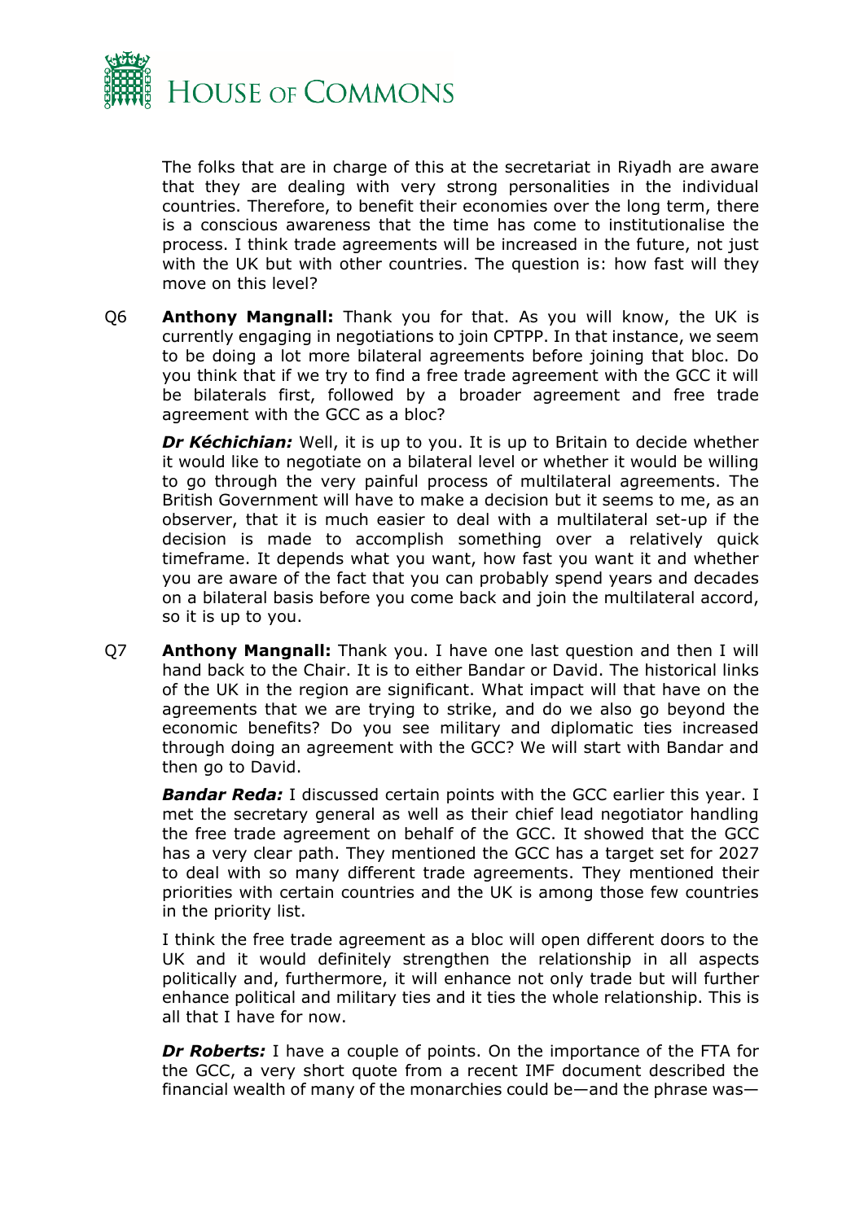The folks that are in charge of this at the secretariat in Riyadh are aware that they are dealing with very strong personalities in the individual countries. Therefore, to benefit their economies over the long term, there is a conscious awareness that the time has come to institutionalise the process. I think trade agreements will be increased in the future, not just with the UK but with other countries. The question is: how fast will they move on this level?

Q6 **Anthony Mangnall:** Thank you for that. As you will know, the UK is currently engaging in negotiations to join CPTPP. In that instance, we seem to be doing a lot more bilateral agreements before joining that bloc. Do you think that if we try to find a free trade agreement with the GCC it will be bilaterals first, followed by a broader agreement and free trade agreement with the GCC as a bloc?

***Dr Kéchichian:*** Well, it is up to you. It is up to Britain to decide whether it would like to negotiate on a bilateral level or whether it would be willing to go through the very painful process of multilateral agreements. The British Government will have to make a decision but it seems to me, as an observer, that it is much easier to deal with a multilateral set-up if the decision is made to accomplish something over a relatively quick timeframe. It depends what you want, how fast you want it and whether you are aware of the fact that you can probably spend years and decades on a bilateral basis before you come back and join the multilateral accord, so it is up to you.

Q7 **Anthony Mangnall:** Thank you. I have one last question and then I will hand back to the Chair. It is to either Bandar or David. The historical links of the UK in the region are significant. What impact will that have on the agreements that we are trying to strike, and do we also go beyond the economic benefits? Do you see military and diplomatic ties increased through doing an agreement with the GCC? We will start with Bandar and then go to David.

***Bandar Reda:*** I discussed certain points with the GCC earlier this year. I met the secretary general as well as their chief lead negotiator handling the free trade agreement on behalf of the GCC. It showed that the GCC has a very clear path. They mentioned the GCC has a target set for 2027 to deal with so many different trade agreements. They mentioned their priorities with certain countries and the UK is among those few countries in the priority list.

I think the free trade agreement as a bloc will open different doors to the UK and it would definitely strengthen the relationship in all aspects politically and, furthermore, it will enhance not only trade but will further enhance political and military ties and it ties the whole relationship. This is all that I have for now.

***Dr Roberts:*** I have a couple of points. On the importance of the FTA for the GCC, a very short quote from a recent IMF document described the financial wealth of many of the monarchies could be—and the phrase was—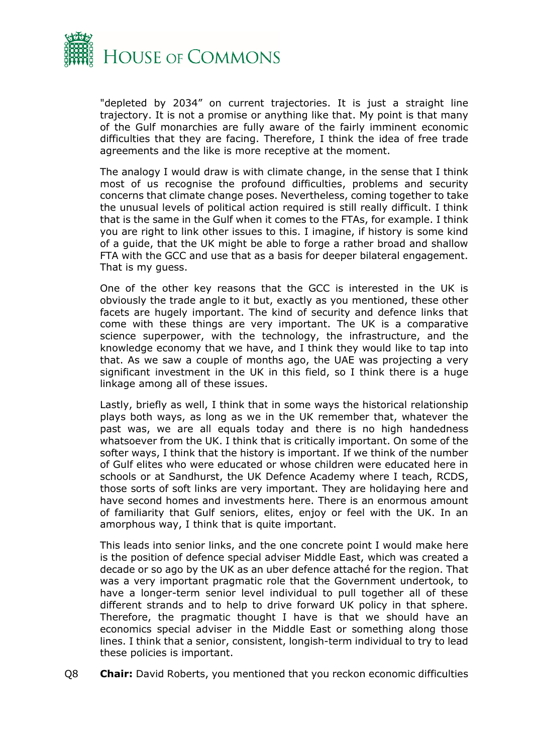"depleted by 2034" on current trajectories. It is just a straight line trajectory. It is not a promise or anything like that. My point is that many of the Gulf monarchies are fully aware of the fairly imminent economic difficulties that they are facing. Therefore, I think the idea of free trade agreements and the like is more receptive at the moment.

The analogy I would draw is with climate change, in the sense that I think most of us recognise the profound difficulties, problems and security concerns that climate change poses. Nevertheless, coming together to take the unusual levels of political action required is still really difficult. I think that is the same in the Gulf when it comes to the FTAs, for example. I think you are right to link other issues to this. I imagine, if history is some kind of a guide, that the UK might be able to forge a rather broad and shallow FTA with the GCC and use that as a basis for deeper bilateral engagement. That is my guess.

One of the other key reasons that the GCC is interested in the UK is obviously the trade angle to it but, exactly as you mentioned, these other facets are hugely important. The kind of security and defence links that come with these things are very important. The UK is a comparative science superpower, with the technology, the infrastructure, and the knowledge economy that we have, and I think they would like to tap into that. As we saw a couple of months ago, the UAE was projecting a very significant investment in the UK in this field, so I think there is a huge linkage among all of these issues.

Lastly, briefly as well, I think that in some ways the historical relationship plays both ways, as long as we in the UK remember that, whatever the past was, we are all equals today and there is no high handedness whatsoever from the UK. I think that is critically important. On some of the softer ways, I think that the history is important. If we think of the number of Gulf elites who were educated or whose children were educated here in schools or at Sandhurst, the UK Defence Academy where I teach, RCDS, those sorts of soft links are very important. They are holidaying here and have second homes and investments here. There is an enormous amount of familiarity that Gulf seniors, elites, enjoy or feel with the UK. In an amorphous way, I think that is quite important.

This leads into senior links, and the one concrete point I would make here is the position of defence special adviser Middle East, which was created a decade or so ago by the UK as an uber defence attaché for the region. That was a very important pragmatic role that the Government undertook, to have a longer-term senior level individual to pull together all of these different strands and to help to drive forward UK policy in that sphere. Therefore, the pragmatic thought I have is that we should have an economics special adviser in the Middle East or something along those lines. I think that a senior, consistent, longish-term individual to try to lead these policies is important.

Q8 **Chair:** David Roberts, you mentioned that you reckon economic difficulties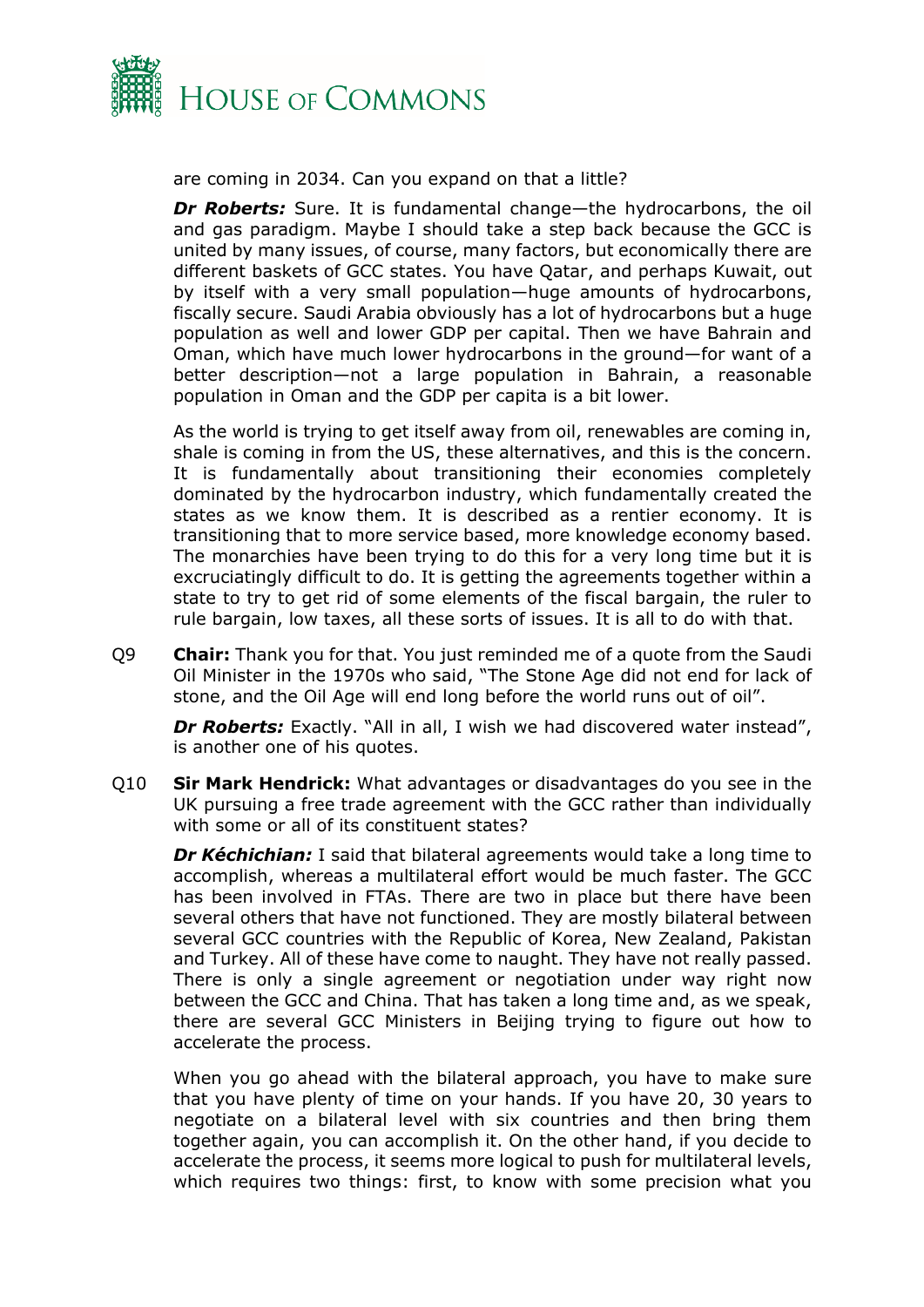are coming in 2034. Can you expand on that a little?

***Dr Roberts:*** Sure. It is fundamental change—the hydrocarbons, the oil and gas paradigm. Maybe I should take a step back because the GCC is united by many issues, of course, many factors, but economically there are different baskets of GCC states. You have Qatar, and perhaps Kuwait, out by itself with a very small population—huge amounts of hydrocarbons, fiscally secure. Saudi Arabia obviously has a lot of hydrocarbons but a huge population as well and lower GDP per capital. Then we have Bahrain and Oman, which have much lower hydrocarbons in the ground—for want of a better description—not a large population in Bahrain, a reasonable population in Oman and the GDP per capita is a bit lower.

As the world is trying to get itself away from oil, renewables are coming in, shale is coming in from the US, these alternatives, and this is the concern. It is fundamentally about transitioning their economies completely dominated by the hydrocarbon industry, which fundamentally created the states as we know them. It is described as a rentier economy. It is transitioning that to more service based, more knowledge economy based. The monarchies have been trying to do this for a very long time but it is excruciatingly difficult to do. It is getting the agreements together within a state to try to get rid of some elements of the fiscal bargain, the ruler to rule bargain, low taxes, all these sorts of issues. It is all to do with that.

Q9 **Chair:** Thank you for that. You just reminded me of a quote from the Saudi Oil Minister in the 1970s who said, "The Stone Age did not end for lack of stone, and the Oil Age will end long before the world runs out of oil".

***Dr Roberts:*** Exactly. "All in all, I wish we had discovered water instead", is another one of his quotes.

Q10 **Sir Mark Hendrick:** What advantages or disadvantages do you see in the UK pursuing a free trade agreement with the GCC rather than individually with some or all of its constituent states?

***Dr Kéchichian:*** I said that bilateral agreements would take a long time to accomplish, whereas a multilateral effort would be much faster. The GCC has been involved in FTAs. There are two in place but there have been several others that have not functioned. They are mostly bilateral between several GCC countries with the Republic of Korea, New Zealand, Pakistan and Turkey. All of these have come to naught. They have not really passed. There is only a single agreement or negotiation under way right now between the GCC and China. That has taken a long time and, as we speak, there are several GCC Ministers in Beijing trying to figure out how to accelerate the process.

When you go ahead with the bilateral approach, you have to make sure that you have plenty of time on your hands. If you have 20, 30 years to negotiate on a bilateral level with six countries and then bring them together again, you can accomplish it. On the other hand, if you decide to accelerate the process, it seems more logical to push for multilateral levels, which requires two things: first, to know with some precision what you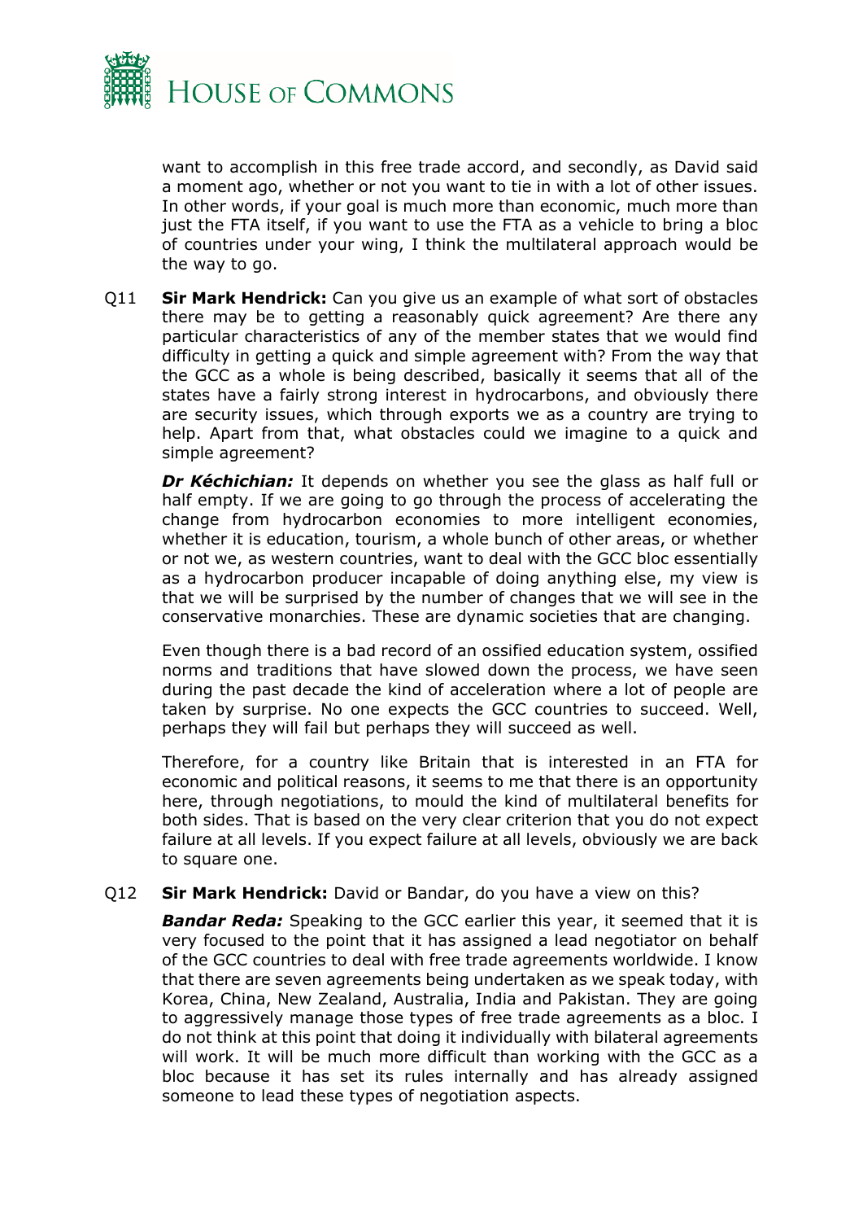want to accomplish in this free trade accord, and secondly, as David said a moment ago, whether or not you want to tie in with a lot of other issues. In other words, if your goal is much more than economic, much more than just the FTA itself, if you want to use the FTA as a vehicle to bring a bloc of countries under your wing, I think the multilateral approach would be the way to go.

Q11 **Sir Mark Hendrick:** Can you give us an example of what sort of obstacles there may be to getting a reasonably quick agreement? Are there any particular characteristics of any of the member states that we would find difficulty in getting a quick and simple agreement with? From the way that the GCC as a whole is being described, basically it seems that all of the states have a fairly strong interest in hydrocarbons, and obviously there are security issues, which through exports we as a country are trying to help. Apart from that, what obstacles could we imagine to a quick and simple agreement?

***Dr Kéchichian:*** It depends on whether you see the glass as half full or half empty. If we are going to go through the process of accelerating the change from hydrocarbon economies to more intelligent economies, whether it is education, tourism, a whole bunch of other areas, or whether or not we, as western countries, want to deal with the GCC bloc essentially as a hydrocarbon producer incapable of doing anything else, my view is that we will be surprised by the number of changes that we will see in the conservative monarchies. These are dynamic societies that are changing.

Even though there is a bad record of an ossified education system, ossified norms and traditions that have slowed down the process, we have seen during the past decade the kind of acceleration where a lot of people are taken by surprise. No one expects the GCC countries to succeed. Well, perhaps they will fail but perhaps they will succeed as well.

Therefore, for a country like Britain that is interested in an FTA for economic and political reasons, it seems to me that there is an opportunity here, through negotiations, to mould the kind of multilateral benefits for both sides. That is based on the very clear criterion that you do not expect failure at all levels. If you expect failure at all levels, obviously we are back to square one.

Q12 **Sir Mark Hendrick:** David or Bandar, do you have a view on this?

***Bandar Reda:*** Speaking to the GCC earlier this year, it seemed that it is very focused to the point that it has assigned a lead negotiator on behalf of the GCC countries to deal with free trade agreements worldwide. I know that there are seven agreements being undertaken as we speak today, with Korea, China, New Zealand, Australia, India and Pakistan. They are going to aggressively manage those types of free trade agreements as a bloc. I do not think at this point that doing it individually with bilateral agreements will work. It will be much more difficult than working with the GCC as a bloc because it has set its rules internally and has already assigned someone to lead these types of negotiation aspects.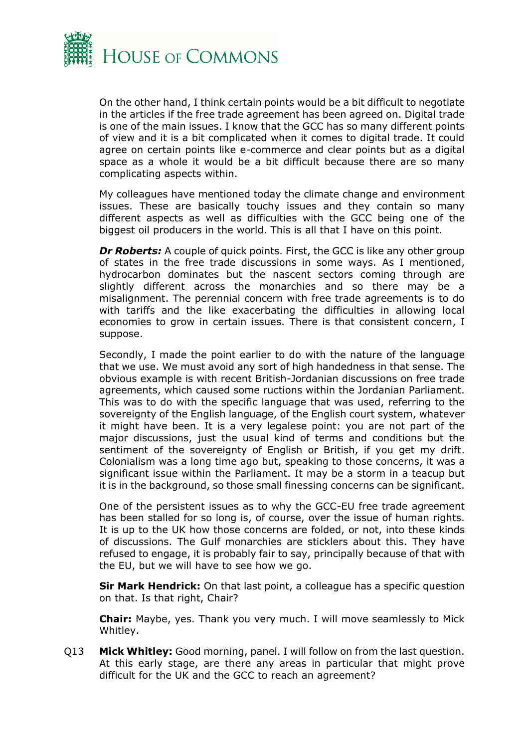On the other hand, I think certain points would be a bit difficult to negotiate in the articles if the free trade agreement has been agreed on. Digital trade is one of the main issues. I know that the GCC has so many different points of view and it is a bit complicated when it comes to digital trade. It could agree on certain points like e-commerce and clear points but as a digital space as a whole it would be a bit difficult because there are so many complicating aspects within.

My colleagues have mentioned today the climate change and environment issues. These are basically touchy issues and they contain so many different aspects as well as difficulties with the GCC being one of the biggest oil producers in the world. This is all that I have on this point.

***Dr Roberts:*** A couple of quick points. First, the GCC is like any other group of states in the free trade discussions in some ways. As I mentioned, hydrocarbon dominates but the nascent sectors coming through are slightly different across the monarchies and so there may be a misalignment. The perennial concern with free trade agreements is to do with tariffs and the like exacerbating the difficulties in allowing local economies to grow in certain issues. There is that consistent concern, I suppose.

Secondly, I made the point earlier to do with the nature of the language that we use. We must avoid any sort of high handedness in that sense. The obvious example is with recent British-Jordanian discussions on free trade agreements, which caused some ructions within the Jordanian Parliament. This was to do with the specific language that was used, referring to the sovereignty of the English language, of the English court system, whatever it might have been. It is a very legalese point: you are not part of the major discussions, just the usual kind of terms and conditions but the sentiment of the sovereignty of English or British, if you get my drift. Colonialism was a long time ago but, speaking to those concerns, it was a significant issue within the Parliament. It may be a storm in a teacup but it is in the background, so those small finessing concerns can be significant.

One of the persistent issues as to why the GCC-EU free trade agreement has been stalled for so long is, of course, over the issue of human rights. It is up to the UK how those concerns are folded, or not, into these kinds of discussions. The Gulf monarchies are sticklers about this. They have refused to engage, it is probably fair to say, principally because of that with the EU, but we will have to see how we go.

**Sir Mark Hendrick:** On that last point, a colleague has a specific question on that. Is that right, Chair?

**Chair:** Maybe, yes. Thank you very much. I will move seamlessly to Mick Whitley.

Q13 **Mick Whitley:** Good morning, panel. I will follow on from the last question. At this early stage, are there any areas in particular that might prove difficult for the UK and the GCC to reach an agreement?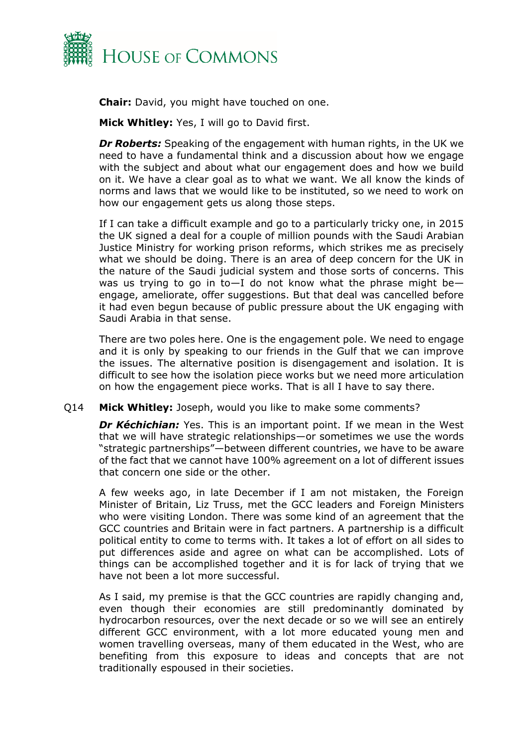**Chair:** David, you might have touched on one.

**Mick Whitley:** Yes, I will go to David first.

***Dr Roberts:*** Speaking of the engagement with human rights, in the UK we need to have a fundamental think and a discussion about how we engage with the subject and about what our engagement does and how we build on it. We have a clear goal as to what we want. We all know the kinds of norms and laws that we would like to be instituted, so we need to work on how our engagement gets us along those steps.

If I can take a difficult example and go to a particularly tricky one, in 2015 the UK signed a deal for a couple of million pounds with the Saudi Arabian Justice Ministry for working prison reforms, which strikes me as precisely what we should be doing. There is an area of deep concern for the UK in the nature of the Saudi judicial system and those sorts of concerns. This was us trying to go in to—I do not know what the phrase might be—engage, ameliorate, offer suggestions. But that deal was cancelled before it had even begun because of public pressure about the UK engaging with Saudi Arabia in that sense.

There are two poles here. One is the engagement pole. We need to engage and it is only by speaking to our friends in the Gulf that we can improve the issues. The alternative position is disengagement and isolation. It is difficult to see how the isolation piece works but we need more articulation on how the engagement piece works. That is all I have to say there.

Q14 **Mick Whitley:** Joseph, would you like to make some comments?

***Dr Kéchichian:*** Yes. This is an important point. If we mean in the West that we will have strategic relationships—or sometimes we use the words "strategic partnerships"—between different countries, we have to be aware of the fact that we cannot have 100% agreement on a lot of different issues that concern one side or the other.

A few weeks ago, in late December if I am not mistaken, the Foreign Minister of Britain, Liz Truss, met the GCC leaders and Foreign Ministers who were visiting London. There was some kind of an agreement that the GCC countries and Britain were in fact partners. A partnership is a difficult political entity to come to terms with. It takes a lot of effort on all sides to put differences aside and agree on what can be accomplished. Lots of things can be accomplished together and it is for lack of trying that we have not been a lot more successful.

As I said, my premise is that the GCC countries are rapidly changing and, even though their economies are still predominantly dominated by hydrocarbon resources, over the next decade or so we will see an entirely different GCC environment, with a lot more educated young men and women travelling overseas, many of them educated in the West, who are benefiting from this exposure to ideas and concepts that are not traditionally espoused in their societies.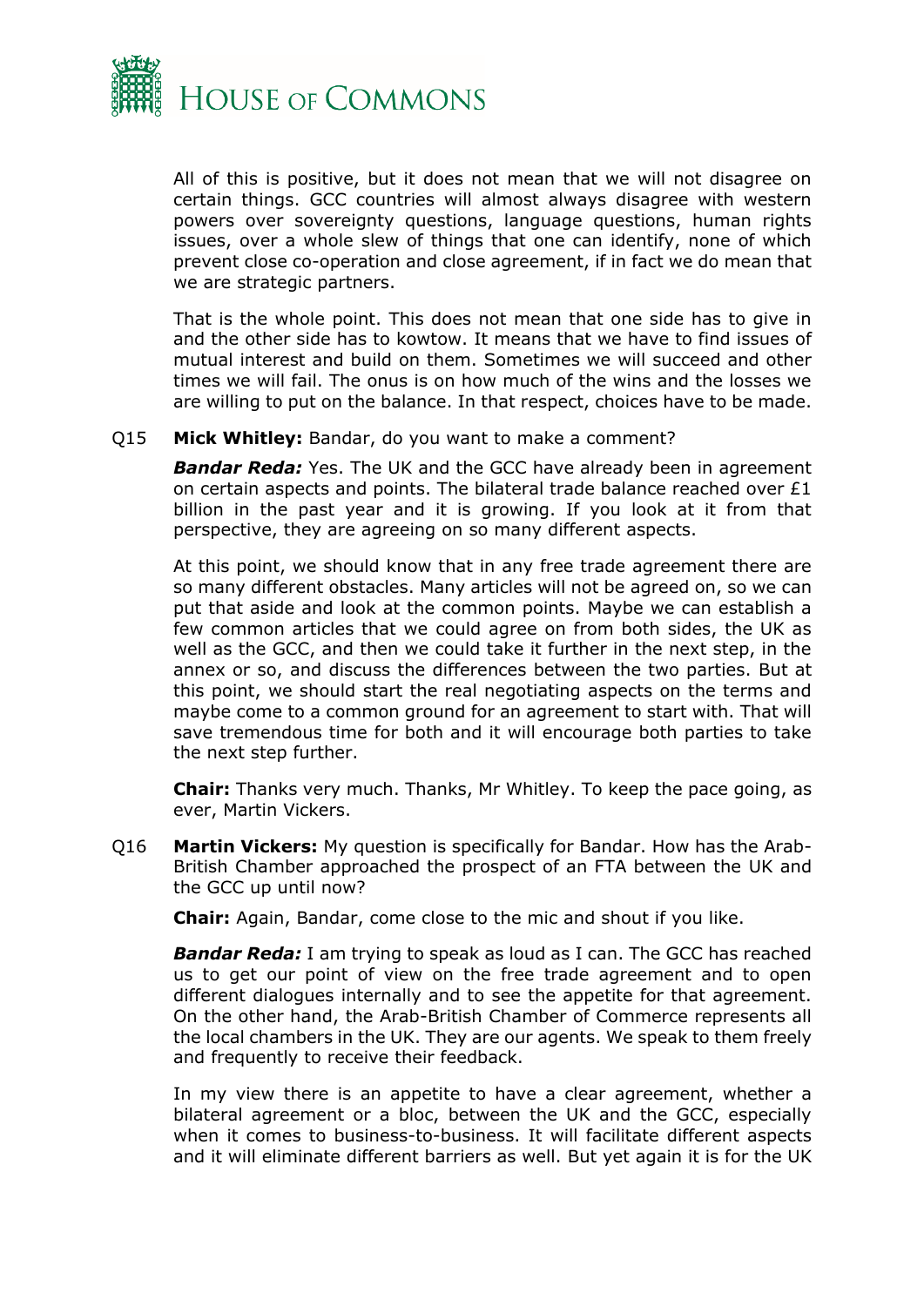All of this is positive, but it does not mean that we will not disagree on certain things. GCC countries will almost always disagree with western powers over sovereignty questions, language questions, human rights issues, over a whole slew of things that one can identify, none of which prevent close co-operation and close agreement, if in fact we do mean that we are strategic partners.

That is the whole point. This does not mean that one side has to give in and the other side has to kowtow. It means that we have to find issues of mutual interest and build on them. Sometimes we will succeed and other times we will fail. The onus is on how much of the wins and the losses we are willing to put on the balance. In that respect, choices have to be made.

Q15 **Mick Whitley:** Bandar, do you want to make a comment?

***Bandar Reda:*** Yes. The UK and the GCC have already been in agreement on certain aspects and points. The bilateral trade balance reached over £1 billion in the past year and it is growing. If you look at it from that perspective, they are agreeing on so many different aspects.

At this point, we should know that in any free trade agreement there are so many different obstacles. Many articles will not be agreed on, so we can put that aside and look at the common points. Maybe we can establish a few common articles that we could agree on from both sides, the UK as well as the GCC, and then we could take it further in the next step, in the annex or so, and discuss the differences between the two parties. But at this point, we should start the real negotiating aspects on the terms and maybe come to a common ground for an agreement to start with. That will save tremendous time for both and it will encourage both parties to take the next step further.

**Chair:** Thanks very much. Thanks, Mr Whitley. To keep the pace going, as ever, Martin Vickers.

Q16 **Martin Vickers:** My question is specifically for Bandar. How has the Arab-British Chamber approached the prospect of an FTA between the UK and the GCC up until now?

**Chair:** Again, Bandar, come close to the mic and shout if you like.

***Bandar Reda:*** I am trying to speak as loud as I can. The GCC has reached us to get our point of view on the free trade agreement and to open different dialogues internally and to see the appetite for that agreement. On the other hand, the Arab-British Chamber of Commerce represents all the local chambers in the UK. They are our agents. We speak to them freely and frequently to receive their feedback.

In my view there is an appetite to have a clear agreement, whether a bilateral agreement or a bloc, between the UK and the GCC, especially when it comes to business-to-business. It will facilitate different aspects and it will eliminate different barriers as well. But yet again it is for the UK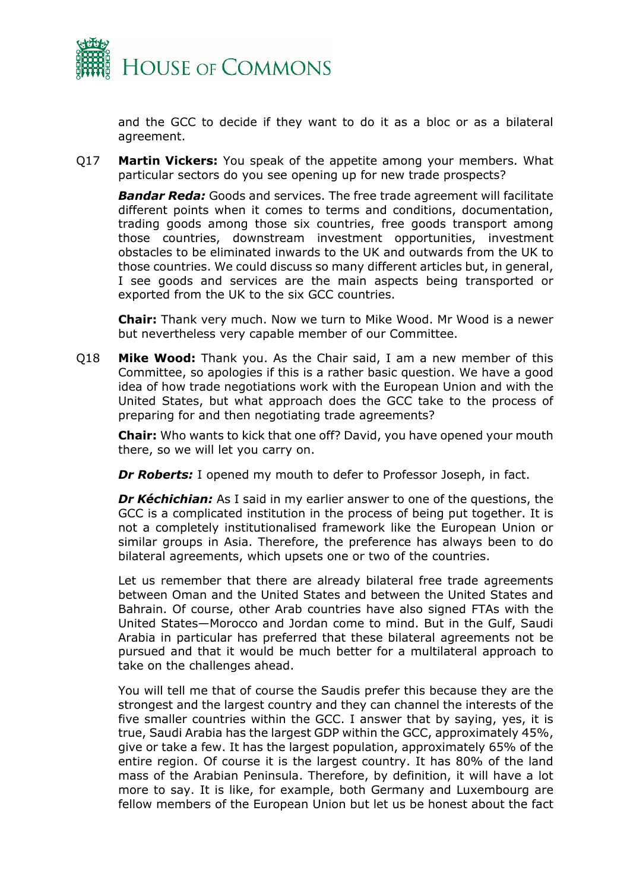and the GCC to decide if they want to do it as a bloc or as a bilateral agreement.

Q17 **Martin Vickers:** You speak of the appetite among your members. What particular sectors do you see opening up for new trade prospects?

***Bandar Reda:*** Goods and services. The free trade agreement will facilitate different points when it comes to terms and conditions, documentation, trading goods among those six countries, free goods transport among those countries, downstream investment opportunities, investment obstacles to be eliminated inwards to the UK and outwards from the UK to those countries. We could discuss so many different articles but, in general, I see goods and services are the main aspects being transported or exported from the UK to the six GCC countries.

**Chair:** Thank very much. Now we turn to Mike Wood. Mr Wood is a newer but nevertheless very capable member of our Committee.

Q18 **Mike Wood:** Thank you. As the Chair said, I am a new member of this Committee, so apologies if this is a rather basic question. We have a good idea of how trade negotiations work with the European Union and with the United States, but what approach does the GCC take to the process of preparing for and then negotiating trade agreements?

**Chair:** Who wants to kick that one off? David, you have opened your mouth there, so we will let you carry on.

***Dr Roberts:*** I opened my mouth to defer to Professor Joseph, in fact.

***Dr Kéchichian:*** As I said in my earlier answer to one of the questions, the GCC is a complicated institution in the process of being put together. It is not a completely institutionalised framework like the European Union or similar groups in Asia. Therefore, the preference has always been to do bilateral agreements, which upsets one or two of the countries.

Let us remember that there are already bilateral free trade agreements between Oman and the United States and between the United States and Bahrain. Of course, other Arab countries have also signed FTAs with the United States—Morocco and Jordan come to mind. But in the Gulf, Saudi Arabia in particular has preferred that these bilateral agreements not be pursued and that it would be much better for a multilateral approach to take on the challenges ahead.

You will tell me that of course the Saudis prefer this because they are the strongest and the largest country and they can channel the interests of the five smaller countries within the GCC. I answer that by saying, yes, it is true, Saudi Arabia has the largest GDP within the GCC, approximately 45%, give or take a few. It has the largest population, approximately 65% of the entire region. Of course it is the largest country. It has 80% of the land mass of the Arabian Peninsula. Therefore, by definition, it will have a lot more to say. It is like, for example, both Germany and Luxembourg are fellow members of the European Union but let us be honest about the fact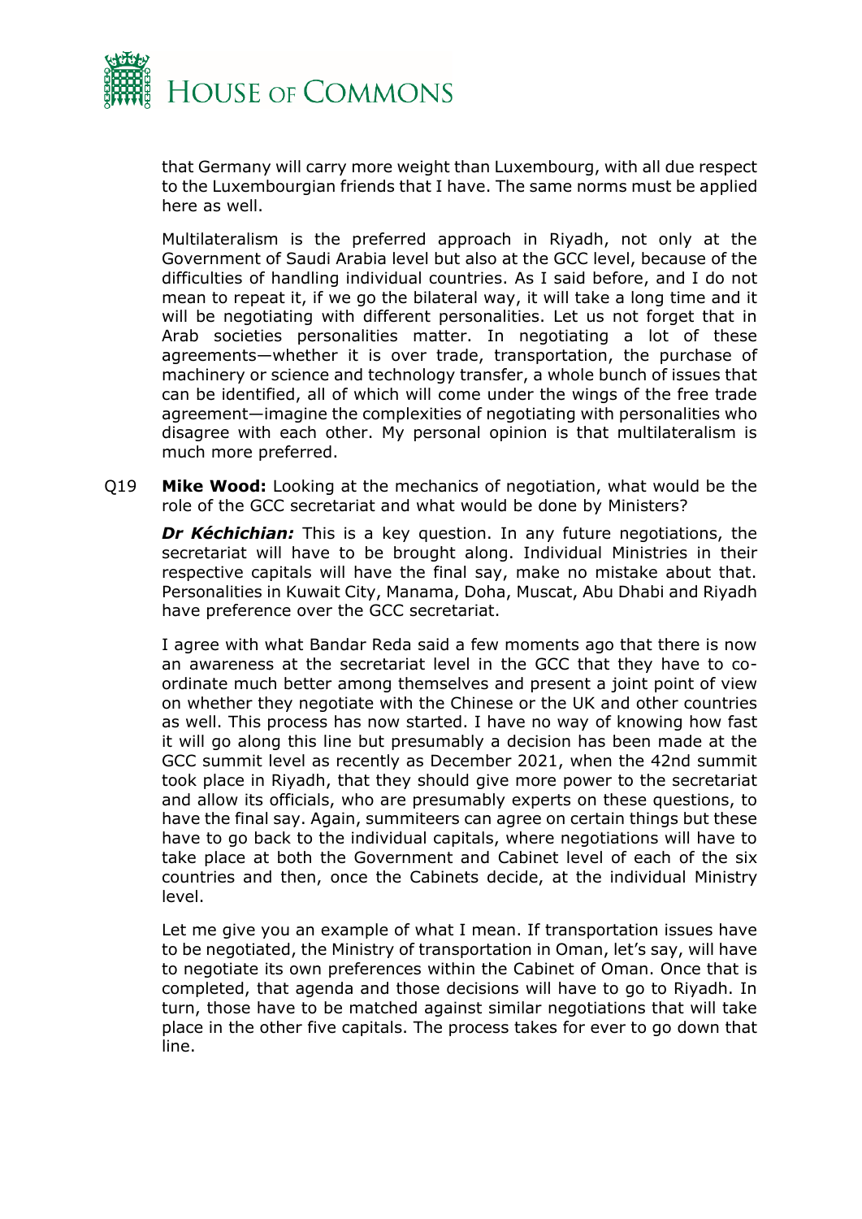that Germany will carry more weight than Luxembourg, with all due respect to the Luxembourgian friends that I have. The same norms must be applied here as well.

Multilateralism is the preferred approach in Riyadh, not only at the Government of Saudi Arabia level but also at the GCC level, because of the difficulties of handling individual countries. As I said before, and I do not mean to repeat it, if we go the bilateral way, it will take a long time and it will be negotiating with different personalities. Let us not forget that in Arab societies personalities matter. In negotiating a lot of these agreements—whether it is over trade, transportation, the purchase of machinery or science and technology transfer, a whole bunch of issues that can be identified, all of which will come under the wings of the free trade agreement—imagine the complexities of negotiating with personalities who disagree with each other. My personal opinion is that multilateralism is much more preferred.

Q19 **Mike Wood:** Looking at the mechanics of negotiation, what would be the role of the GCC secretariat and what would be done by Ministers?

***Dr Kéchichian:*** This is a key question. In any future negotiations, the secretariat will have to be brought along. Individual Ministries in their respective capitals will have the final say, make no mistake about that. Personalities in Kuwait City, Manama, Doha, Muscat, Abu Dhabi and Riyadh have preference over the GCC secretariat.

I agree with what Bandar Reda said a few moments ago that there is now an awareness at the secretariat level in the GCC that they have to co-ordinate much better among themselves and present a joint point of view on whether they negotiate with the Chinese or the UK and other countries as well. This process has now started. I have no way of knowing how fast it will go along this line but presumably a decision has been made at the GCC summit level as recently as December 2021, when the 42nd summit took place in Riyadh, that they should give more power to the secretariat and allow its officials, who are presumably experts on these questions, to have the final say. Again, summiteers can agree on certain things but these have to go back to the individual capitals, where negotiations will have to take place at both the Government and Cabinet level of each of the six countries and then, once the Cabinets decide, at the individual Ministry level.

Let me give you an example of what I mean. If transportation issues have to be negotiated, the Ministry of transportation in Oman, let's say, will have to negotiate its own preferences within the Cabinet of Oman. Once that is completed, that agenda and those decisions will have to go to Riyadh. In turn, those have to be matched against similar negotiations that will take place in the other five capitals. The process takes for ever to go down that line.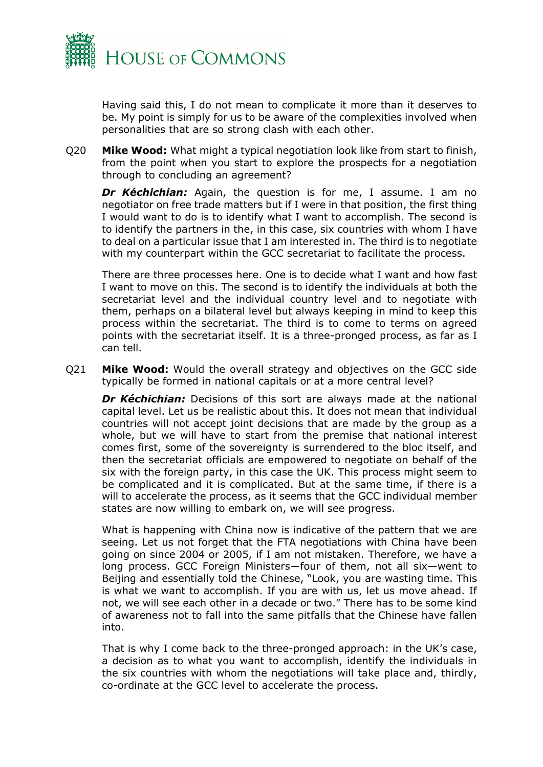Having said this, I do not mean to complicate it more than it deserves to be. My point is simply for us to be aware of the complexities involved when personalities that are so strong clash with each other.

Q20 **Mike Wood:** What might a typical negotiation look like from start to finish, from the point when you start to explore the prospects for a negotiation through to concluding an agreement?

***Dr Kéchichian:*** Again, the question is for me, I assume. I am no negotiator on free trade matters but if I were in that position, the first thing I would want to do is to identify what I want to accomplish. The second is to identify the partners in the, in this case, six countries with whom I have to deal on a particular issue that I am interested in. The third is to negotiate with my counterpart within the GCC secretariat to facilitate the process.

There are three processes here. One is to decide what I want and how fast I want to move on this. The second is to identify the individuals at both the secretariat level and the individual country level and to negotiate with them, perhaps on a bilateral level but always keeping in mind to keep this process within the secretariat. The third is to come to terms on agreed points with the secretariat itself. It is a three-pronged process, as far as I can tell.

Q21 **Mike Wood:** Would the overall strategy and objectives on the GCC side typically be formed in national capitals or at a more central level?

***Dr Kéchichian:*** Decisions of this sort are always made at the national capital level. Let us be realistic about this. It does not mean that individual countries will not accept joint decisions that are made by the group as a whole, but we will have to start from the premise that national interest comes first, some of the sovereignty is surrendered to the bloc itself, and then the secretariat officials are empowered to negotiate on behalf of the six with the foreign party, in this case the UK. This process might seem to be complicated and it is complicated. But at the same time, if there is a will to accelerate the process, as it seems that the GCC individual member states are now willing to embark on, we will see progress.

What is happening with China now is indicative of the pattern that we are seeing. Let us not forget that the FTA negotiations with China have been going on since 2004 or 2005, if I am not mistaken. Therefore, we have a long process. GCC Foreign Ministers—four of them, not all six—went to Beijing and essentially told the Chinese, "Look, you are wasting time. This is what we want to accomplish. If you are with us, let us move ahead. If not, we will see each other in a decade or two." There has to be some kind of awareness not to fall into the same pitfalls that the Chinese have fallen into.

That is why I come back to the three-pronged approach: in the UK's case, a decision as to what you want to accomplish, identify the individuals in the six countries with whom the negotiations will take place and, thirdly, co-ordinate at the GCC level to accelerate the process.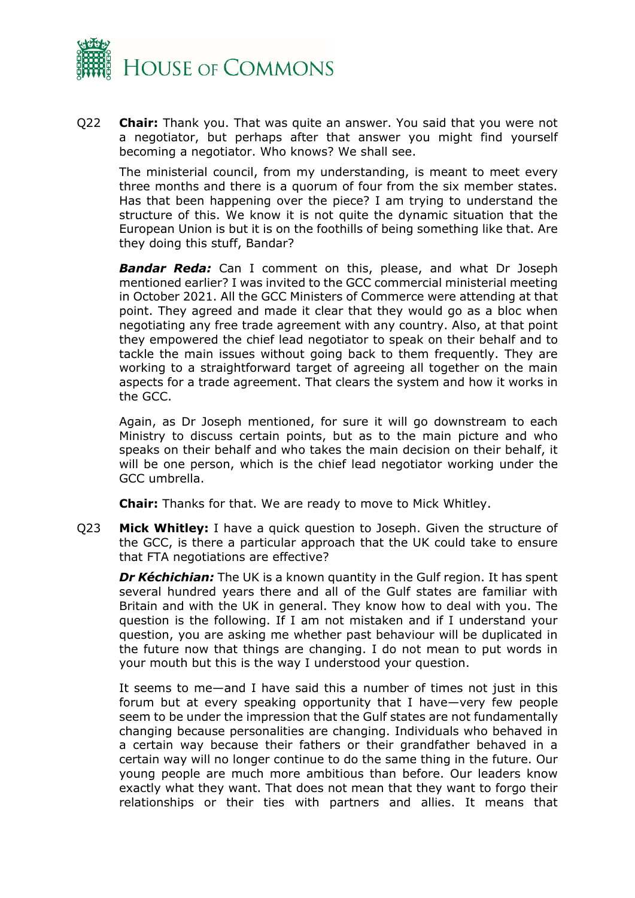Q22 **Chair:** Thank you. That was quite an answer. You said that you were not a negotiator, but perhaps after that answer you might find yourself becoming a negotiator. Who knows? We shall see.

The ministerial council, from my understanding, is meant to meet every three months and there is a quorum of four from the six member states. Has that been happening over the piece? I am trying to understand the structure of this. We know it is not quite the dynamic situation that the European Union is but it is on the foothills of being something like that. Are they doing this stuff, Bandar?

***Bandar Reda:*** Can I comment on this, please, and what Dr Joseph mentioned earlier? I was invited to the GCC commercial ministerial meeting in October 2021. All the GCC Ministers of Commerce were attending at that point. They agreed and made it clear that they would go as a bloc when negotiating any free trade agreement with any country. Also, at that point they empowered the chief lead negotiator to speak on their behalf and to tackle the main issues without going back to them frequently. They are working to a straightforward target of agreeing all together on the main aspects for a trade agreement. That clears the system and how it works in the GCC.

Again, as Dr Joseph mentioned, for sure it will go downstream to each Ministry to discuss certain points, but as to the main picture and who speaks on their behalf and who takes the main decision on their behalf, it will be one person, which is the chief lead negotiator working under the GCC umbrella.

**Chair:** Thanks for that. We are ready to move to Mick Whitley.

Q23 **Mick Whitley:** I have a quick question to Joseph. Given the structure of the GCC, is there a particular approach that the UK could take to ensure that FTA negotiations are effective?

***Dr Kéchichian:*** The UK is a known quantity in the Gulf region. It has spent several hundred years there and all of the Gulf states are familiar with Britain and with the UK in general. They know how to deal with you. The question is the following. If I am not mistaken and if I understand your question, you are asking me whether past behaviour will be duplicated in the future now that things are changing. I do not mean to put words in your mouth but this is the way I understood your question.

It seems to me—and I have said this a number of times not just in this forum but at every speaking opportunity that I have—very few people seem to be under the impression that the Gulf states are not fundamentally changing because personalities are changing. Individuals who behaved in a certain way because their fathers or their grandfather behaved in a certain way will no longer continue to do the same thing in the future. Our young people are much more ambitious than before. Our leaders know exactly what they want. That does not mean that they want to forgo their relationships or their ties with partners and allies. It means that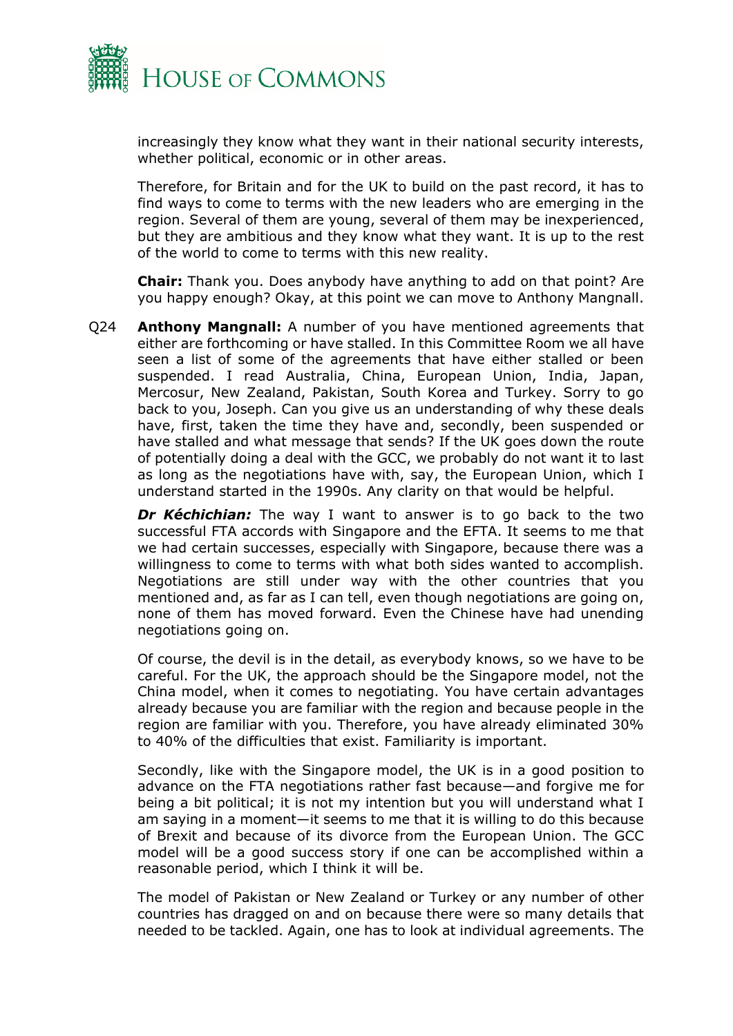increasingly they know what they want in their national security interests, whether political, economic or in other areas.

Therefore, for Britain and for the UK to build on the past record, it has to find ways to come to terms with the new leaders who are emerging in the region. Several of them are young, several of them may be inexperienced, but they are ambitious and they know what they want. It is up to the rest of the world to come to terms with this new reality.

**Chair:** Thank you. Does anybody have anything to add on that point? Are you happy enough? Okay, at this point we can move to Anthony Mangnall.

Q24 **Anthony Mangnall:** A number of you have mentioned agreements that either are forthcoming or have stalled. In this Committee Room we all have seen a list of some of the agreements that have either stalled or been suspended. I read Australia, China, European Union, India, Japan, Mercosur, New Zealand, Pakistan, South Korea and Turkey. Sorry to go back to you, Joseph. Can you give us an understanding of why these deals have, first, taken the time they have and, secondly, been suspended or have stalled and what message that sends? If the UK goes down the route of potentially doing a deal with the GCC, we probably do not want it to last as long as the negotiations have with, say, the European Union, which I understand started in the 1990s. Any clarity on that would be helpful.

***Dr Kéchichian:*** The way I want to answer is to go back to the two successful FTA accords with Singapore and the EFTA. It seems to me that we had certain successes, especially with Singapore, because there was a willingness to come to terms with what both sides wanted to accomplish. Negotiations are still under way with the other countries that you mentioned and, as far as I can tell, even though negotiations are going on, none of them has moved forward. Even the Chinese have had unending negotiations going on.

Of course, the devil is in the detail, as everybody knows, so we have to be careful. For the UK, the approach should be the Singapore model, not the China model, when it comes to negotiating. You have certain advantages already because you are familiar with the region and because people in the region are familiar with you. Therefore, you have already eliminated 30% to 40% of the difficulties that exist. Familiarity is important.

Secondly, like with the Singapore model, the UK is in a good position to advance on the FTA negotiations rather fast because—and forgive me for being a bit political; it is not my intention but you will understand what I am saying in a moment—it seems to me that it is willing to do this because of Brexit and because of its divorce from the European Union. The GCC model will be a good success story if one can be accomplished within a reasonable period, which I think it will be.

The model of Pakistan or New Zealand or Turkey or any number of other countries has dragged on and on because there were so many details that needed to be tackled. Again, one has to look at individual agreements. The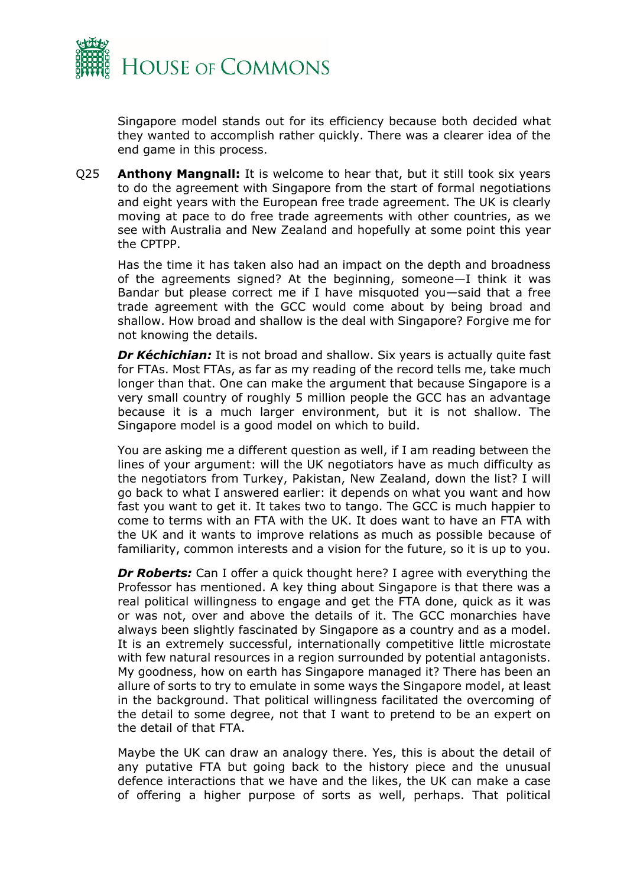Singapore model stands out for its efficiency because both decided what they wanted to accomplish rather quickly. There was a clearer idea of the end game in this process.

Q25 **Anthony Mangnall:** It is welcome to hear that, but it still took six years to do the agreement with Singapore from the start of formal negotiations and eight years with the European free trade agreement. The UK is clearly moving at pace to do free trade agreements with other countries, as we see with Australia and New Zealand and hopefully at some point this year the CPTPP.

Has the time it has taken also had an impact on the depth and broadness of the agreements signed? At the beginning, someone—I think it was Bandar but please correct me if I have misquoted you—said that a free trade agreement with the GCC would come about by being broad and shallow. How broad and shallow is the deal with Singapore? Forgive me for not knowing the details.

***Dr Kéchichian:*** It is not broad and shallow. Six years is actually quite fast for FTAs. Most FTAs, as far as my reading of the record tells me, take much longer than that. One can make the argument that because Singapore is a very small country of roughly 5 million people the GCC has an advantage because it is a much larger environment, but it is not shallow. The Singapore model is a good model on which to build.

You are asking me a different question as well, if I am reading between the lines of your argument: will the UK negotiators have as much difficulty as the negotiators from Turkey, Pakistan, New Zealand, down the list? I will go back to what I answered earlier: it depends on what you want and how fast you want to get it. It takes two to tango. The GCC is much happier to come to terms with an FTA with the UK. It does want to have an FTA with the UK and it wants to improve relations as much as possible because of familiarity, common interests and a vision for the future, so it is up to you.

***Dr Roberts:*** Can I offer a quick thought here? I agree with everything the Professor has mentioned. A key thing about Singapore is that there was a real political willingness to engage and get the FTA done, quick as it was or was not, over and above the details of it. The GCC monarchies have always been slightly fascinated by Singapore as a country and as a model. It is an extremely successful, internationally competitive little microstate with few natural resources in a region surrounded by potential antagonists. My goodness, how on earth has Singapore managed it? There has been an allure of sorts to try to emulate in some ways the Singapore model, at least in the background. That political willingness facilitated the overcoming of the detail to some degree, not that I want to pretend to be an expert on the detail of that FTA.

Maybe the UK can draw an analogy there. Yes, this is about the detail of any putative FTA but going back to the history piece and the unusual defence interactions that we have and the likes, the UK can make a case of offering a higher purpose of sorts as well, perhaps. That political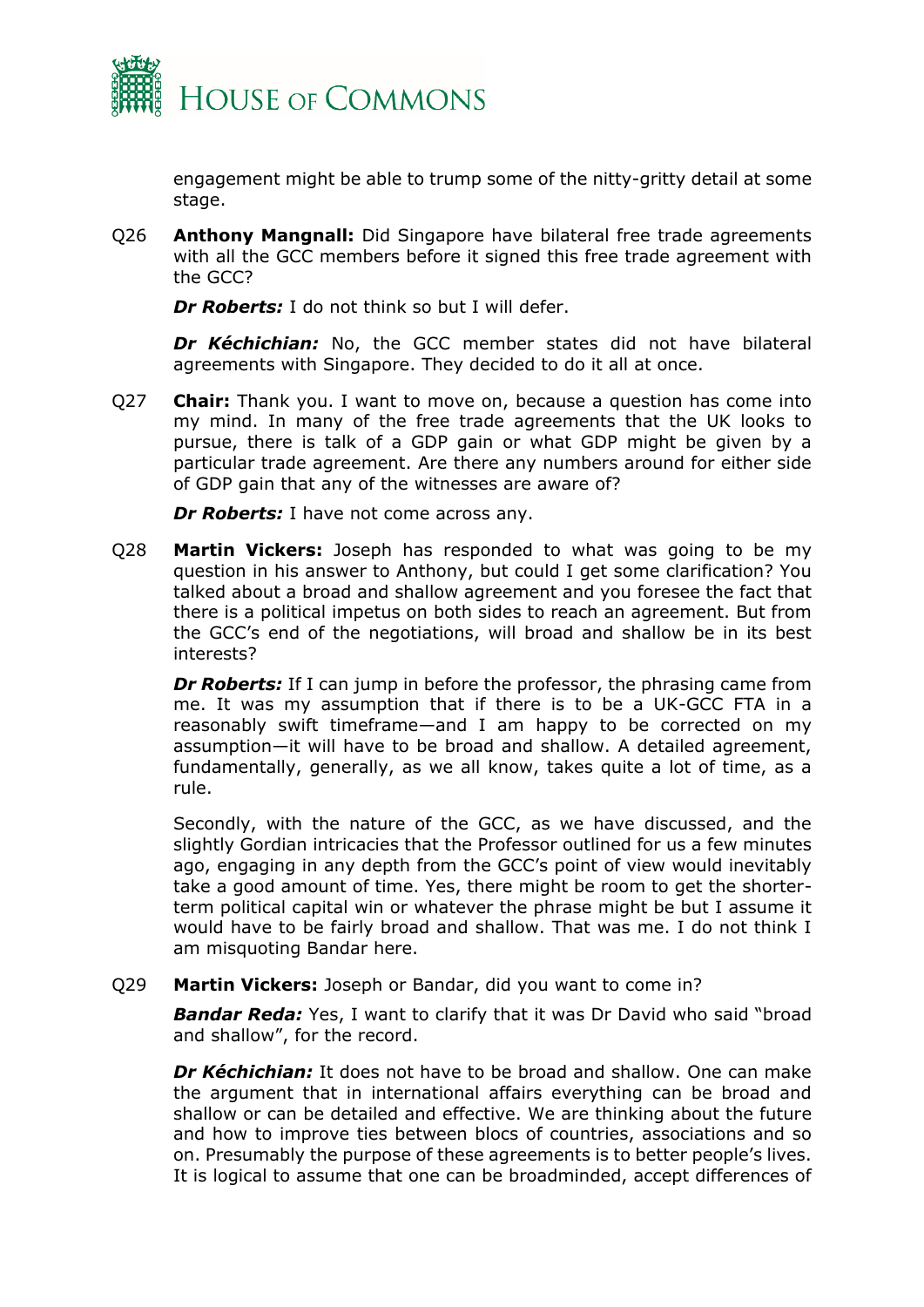engagement might be able to trump some of the nitty-gritty detail at some stage.

Q26 **Anthony Mangnall:** Did Singapore have bilateral free trade agreements with all the GCC members before it signed this free trade agreement with the GCC?

***Dr Roberts:*** I do not think so but I will defer.

***Dr Kéchichian:*** No, the GCC member states did not have bilateral agreements with Singapore. They decided to do it all at once.

Q27 **Chair:** Thank you. I want to move on, because a question has come into my mind. In many of the free trade agreements that the UK looks to pursue, there is talk of a GDP gain or what GDP might be given by a particular trade agreement. Are there any numbers around for either side of GDP gain that any of the witnesses are aware of?

***Dr Roberts:*** I have not come across any.

Q28 **Martin Vickers:** Joseph has responded to what was going to be my question in his answer to Anthony, but could I get some clarification? You talked about a broad and shallow agreement and you foresee the fact that there is a political impetus on both sides to reach an agreement. But from the GCC's end of the negotiations, will broad and shallow be in its best interests?

***Dr Roberts:*** If I can jump in before the professor, the phrasing came from me. It was my assumption that if there is to be a UK-GCC FTA in a reasonably swift timeframe—and I am happy to be corrected on my assumption—it will have to be broad and shallow. A detailed agreement, fundamentally, generally, as we all know, takes quite a lot of time, as a rule.

Secondly, with the nature of the GCC, as we have discussed, and the slightly Gordian intricacies that the Professor outlined for us a few minutes ago, engaging in any depth from the GCC's point of view would inevitably take a good amount of time. Yes, there might be room to get the shorter-term political capital win or whatever the phrase might be but I assume it would have to be fairly broad and shallow. That was me. I do not think I am misquoting Bandar here.

Q29 **Martin Vickers:** Joseph or Bandar, did you want to come in?

***Bandar Reda:*** Yes, I want to clarify that it was Dr David who said "broad and shallow", for the record.

***Dr Kéchichian:*** It does not have to be broad and shallow. One can make the argument that in international affairs everything can be broad and shallow or can be detailed and effective. We are thinking about the future and how to improve ties between blocs of countries, associations and so on. Presumably the purpose of these agreements is to better people's lives. It is logical to assume that one can be broadminded, accept differences of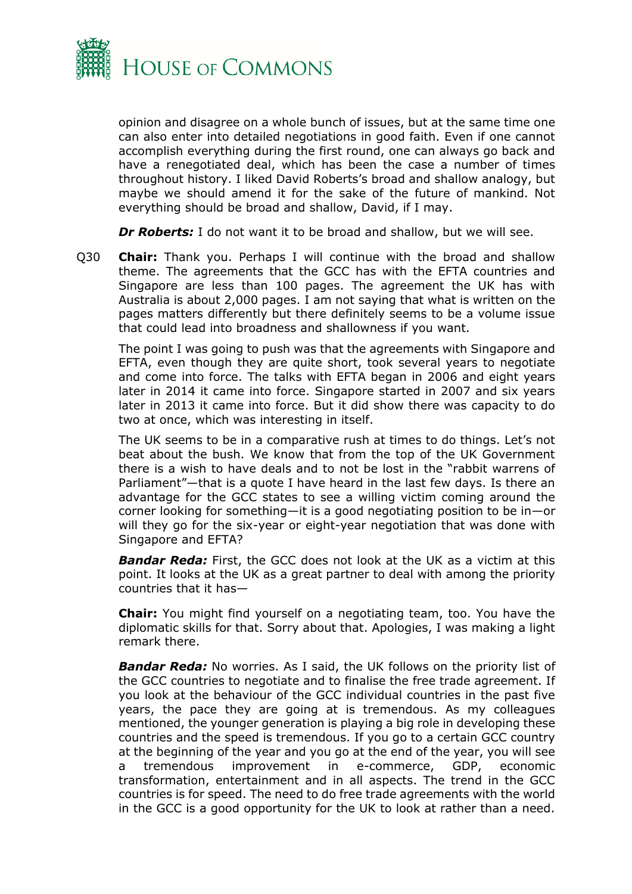opinion and disagree on a whole bunch of issues, but at the same time one can also enter into detailed negotiations in good faith. Even if one cannot accomplish everything during the first round, one can always go back and have a renegotiated deal, which has been the case a number of times throughout history. I liked David Roberts's broad and shallow analogy, but maybe we should amend it for the sake of the future of mankind. Not everything should be broad and shallow, David, if I may.

***Dr Roberts:*** I do not want it to be broad and shallow, but we will see.

Q30 **Chair:** Thank you. Perhaps I will continue with the broad and shallow theme. The agreements that the GCC has with the EFTA countries and Singapore are less than 100 pages. The agreement the UK has with Australia is about 2,000 pages. I am not saying that what is written on the pages matters differently but there definitely seems to be a volume issue that could lead into broadness and shallowness if you want.

The point I was going to push was that the agreements with Singapore and EFTA, even though they are quite short, took several years to negotiate and come into force. The talks with EFTA began in 2006 and eight years later in 2014 it came into force. Singapore started in 2007 and six years later in 2013 it came into force. But it did show there was capacity to do two at once, which was interesting in itself.

The UK seems to be in a comparative rush at times to do things. Let's not beat about the bush. We know that from the top of the UK Government there is a wish to have deals and to not be lost in the "rabbit warrens of Parliament"—that is a quote I have heard in the last few days. Is there an advantage for the GCC states to see a willing victim coming around the corner looking for something—it is a good negotiating position to be in—or will they go for the six-year or eight-year negotiation that was done with Singapore and EFTA?

***Bandar Reda:*** First, the GCC does not look at the UK as a victim at this point. It looks at the UK as a great partner to deal with among the priority countries that it has—

**Chair:** You might find yourself on a negotiating team, too. You have the diplomatic skills for that. Sorry about that. Apologies, I was making a light remark there.

***Bandar Reda:*** No worries. As I said, the UK follows on the priority list of the GCC countries to negotiate and to finalise the free trade agreement. If you look at the behaviour of the GCC individual countries in the past five years, the pace they are going at is tremendous. As my colleagues mentioned, the younger generation is playing a big role in developing these countries and the speed is tremendous. If you go to a certain GCC country at the beginning of the year and you go at the end of the year, you will see a tremendous improvement in e-commerce, GDP, economic transformation, entertainment and in all aspects. The trend in the GCC countries is for speed. The need to do free trade agreements with the world in the GCC is a good opportunity for the UK to look at rather than a need.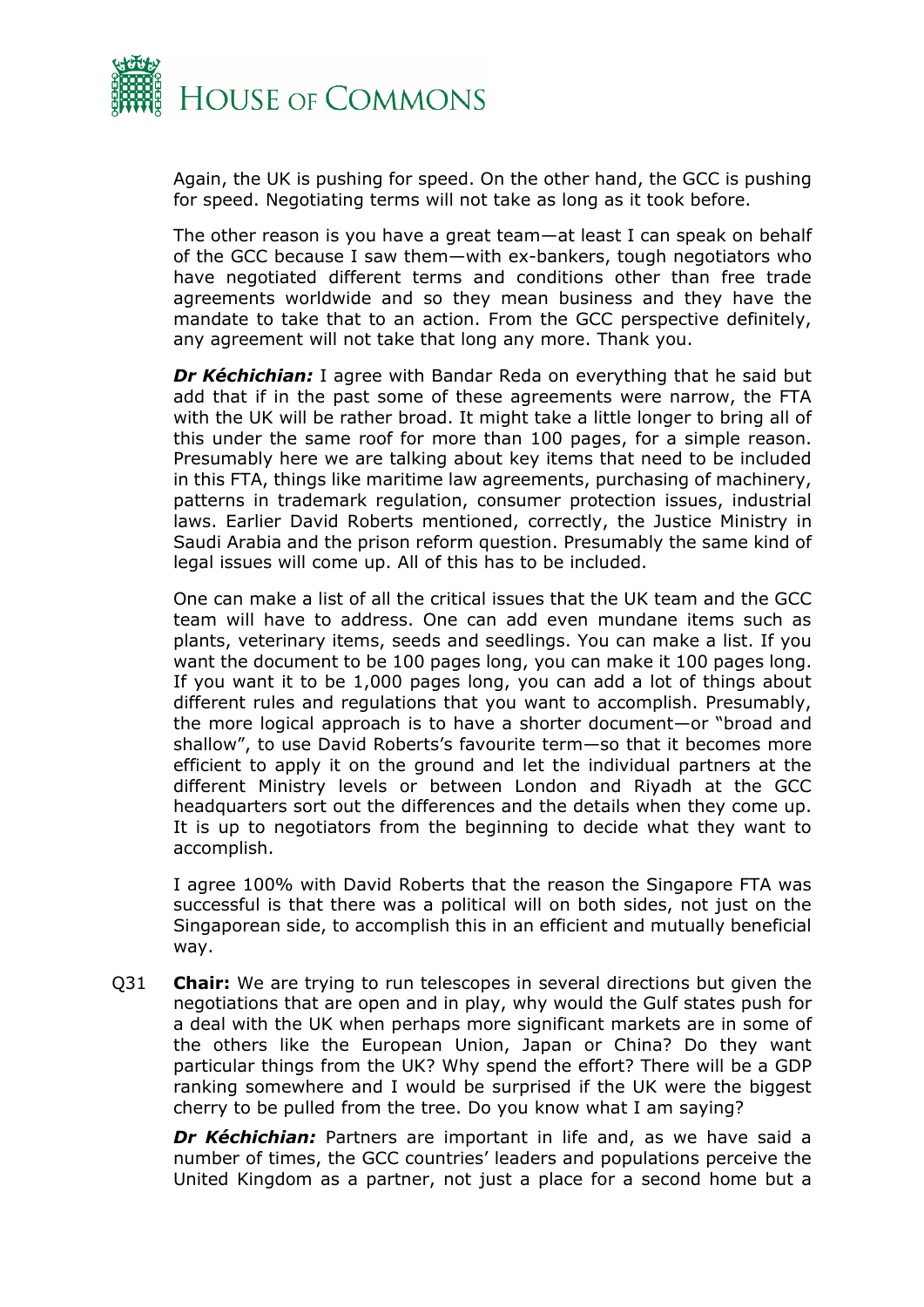Again, the UK is pushing for speed. On the other hand, the GCC is pushing for speed. Negotiating terms will not take as long as it took before.

The other reason is you have a great team—at least I can speak on behalf of the GCC because I saw them—with ex-bankers, tough negotiators who have negotiated different terms and conditions other than free trade agreements worldwide and so they mean business and they have the mandate to take that to an action. From the GCC perspective definitely, any agreement will not take that long any more. Thank you.

***Dr Kéchichian:*** I agree with Bandar Reda on everything that he said but add that if in the past some of these agreements were narrow, the FTA with the UK will be rather broad. It might take a little longer to bring all of this under the same roof for more than 100 pages, for a simple reason. Presumably here we are talking about key items that need to be included in this FTA, things like maritime law agreements, purchasing of machinery, patterns in trademark regulation, consumer protection issues, industrial laws. Earlier David Roberts mentioned, correctly, the Justice Ministry in Saudi Arabia and the prison reform question. Presumably the same kind of legal issues will come up. All of this has to be included.

One can make a list of all the critical issues that the UK team and the GCC team will have to address. One can add even mundane items such as plants, veterinary items, seeds and seedlings. You can make a list. If you want the document to be 100 pages long, you can make it 100 pages long. If you want it to be 1,000 pages long, you can add a lot of things about different rules and regulations that you want to accomplish. Presumably, the more logical approach is to have a shorter document—or "broad and shallow", to use David Roberts's favourite term—so that it becomes more efficient to apply it on the ground and let the individual partners at the different Ministry levels or between London and Riyadh at the GCC headquarters sort out the differences and the details when they come up. It is up to negotiators from the beginning to decide what they want to accomplish.

I agree 100% with David Roberts that the reason the Singapore FTA was successful is that there was a political will on both sides, not just on the Singaporean side, to accomplish this in an efficient and mutually beneficial way.

Q31 **Chair:** We are trying to run telescopes in several directions but given the negotiations that are open and in play, why would the Gulf states push for a deal with the UK when perhaps more significant markets are in some of the others like the European Union, Japan or China? Do they want particular things from the UK? Why spend the effort? There will be a GDP ranking somewhere and I would be surprised if the UK were the biggest cherry to be pulled from the tree. Do you know what I am saying?

***Dr Kéchichian:*** Partners are important in life and, as we have said a number of times, the GCC countries' leaders and populations perceive the United Kingdom as a partner, not just a place for a second home but a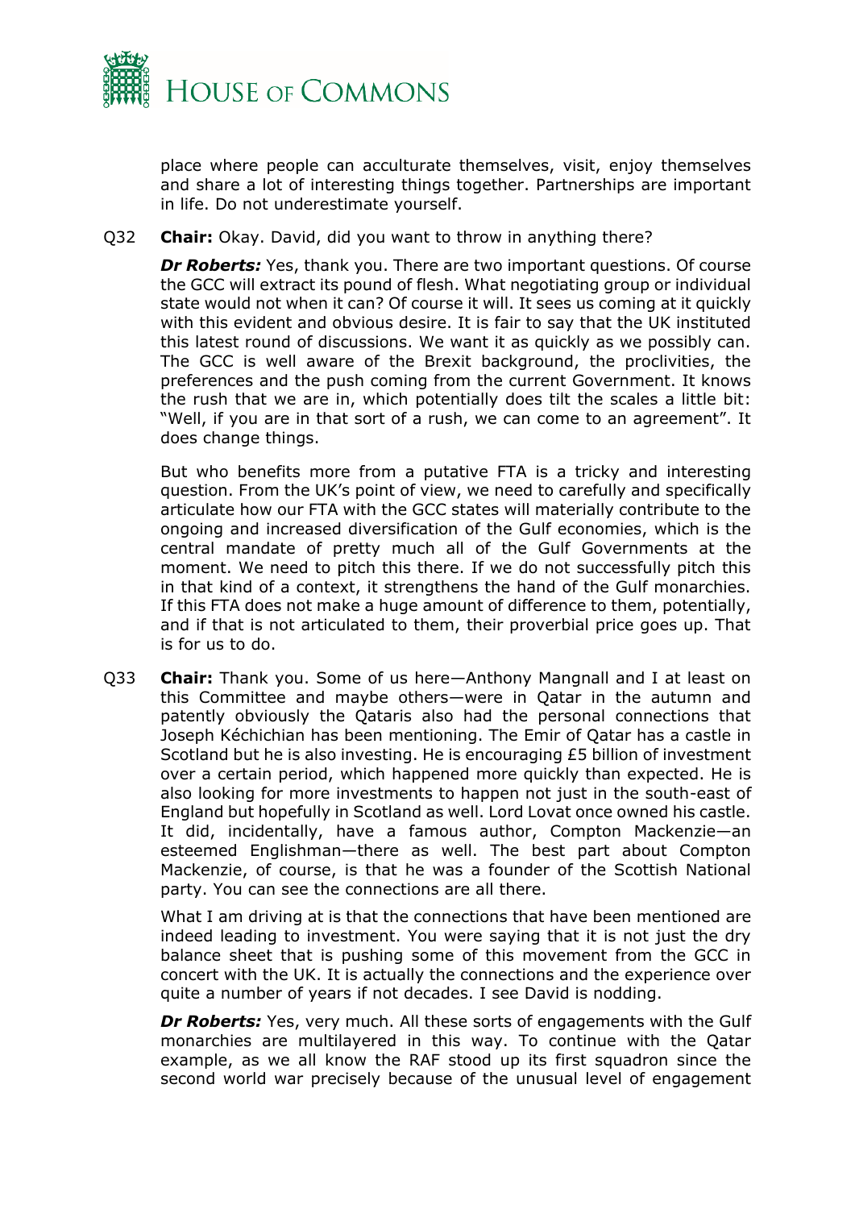place where people can acculturate themselves, visit, enjoy themselves and share a lot of interesting things together. Partnerships are important in life. Do not underestimate yourself.

Q32 **Chair:** Okay. David, did you want to throw in anything there?

***Dr Roberts:*** Yes, thank you. There are two important questions. Of course the GCC will extract its pound of flesh. What negotiating group or individual state would not when it can? Of course it will. It sees us coming at it quickly with this evident and obvious desire. It is fair to say that the UK instituted this latest round of discussions. We want it as quickly as we possibly can. The GCC is well aware of the Brexit background, the proclivities, the preferences and the push coming from the current Government. It knows the rush that we are in, which potentially does tilt the scales a little bit: "Well, if you are in that sort of a rush, we can come to an agreement". It does change things.

But who benefits more from a putative FTA is a tricky and interesting question. From the UK's point of view, we need to carefully and specifically articulate how our FTA with the GCC states will materially contribute to the ongoing and increased diversification of the Gulf economies, which is the central mandate of pretty much all of the Gulf Governments at the moment. We need to pitch this there. If we do not successfully pitch this in that kind of a context, it strengthens the hand of the Gulf monarchies. If this FTA does not make a huge amount of difference to them, potentially, and if that is not articulated to them, their proverbial price goes up. That is for us to do.

Q33 **Chair:** Thank you. Some of us here—Anthony Mangnall and I at least on this Committee and maybe others—were in Qatar in the autumn and patently obviously the Qataris also had the personal connections that Joseph Kéchichian has been mentioning. The Emir of Qatar has a castle in Scotland but he is also investing. He is encouraging £5 billion of investment over a certain period, which happened more quickly than expected. He is also looking for more investments to happen not just in the south-east of England but hopefully in Scotland as well. Lord Lovat once owned his castle. It did, incidentally, have a famous author, Compton Mackenzie—an esteemed Englishman—there as well. The best part about Compton Mackenzie, of course, is that he was a founder of the Scottish National party. You can see the connections are all there.

What I am driving at is that the connections that have been mentioned are indeed leading to investment. You were saying that it is not just the dry balance sheet that is pushing some of this movement from the GCC in concert with the UK. It is actually the connections and the experience over quite a number of years if not decades. I see David is nodding.

***Dr Roberts:*** Yes, very much. All these sorts of engagements with the Gulf monarchies are multilayered in this way. To continue with the Qatar example, as we all know the RAF stood up its first squadron since the second world war precisely because of the unusual level of engagement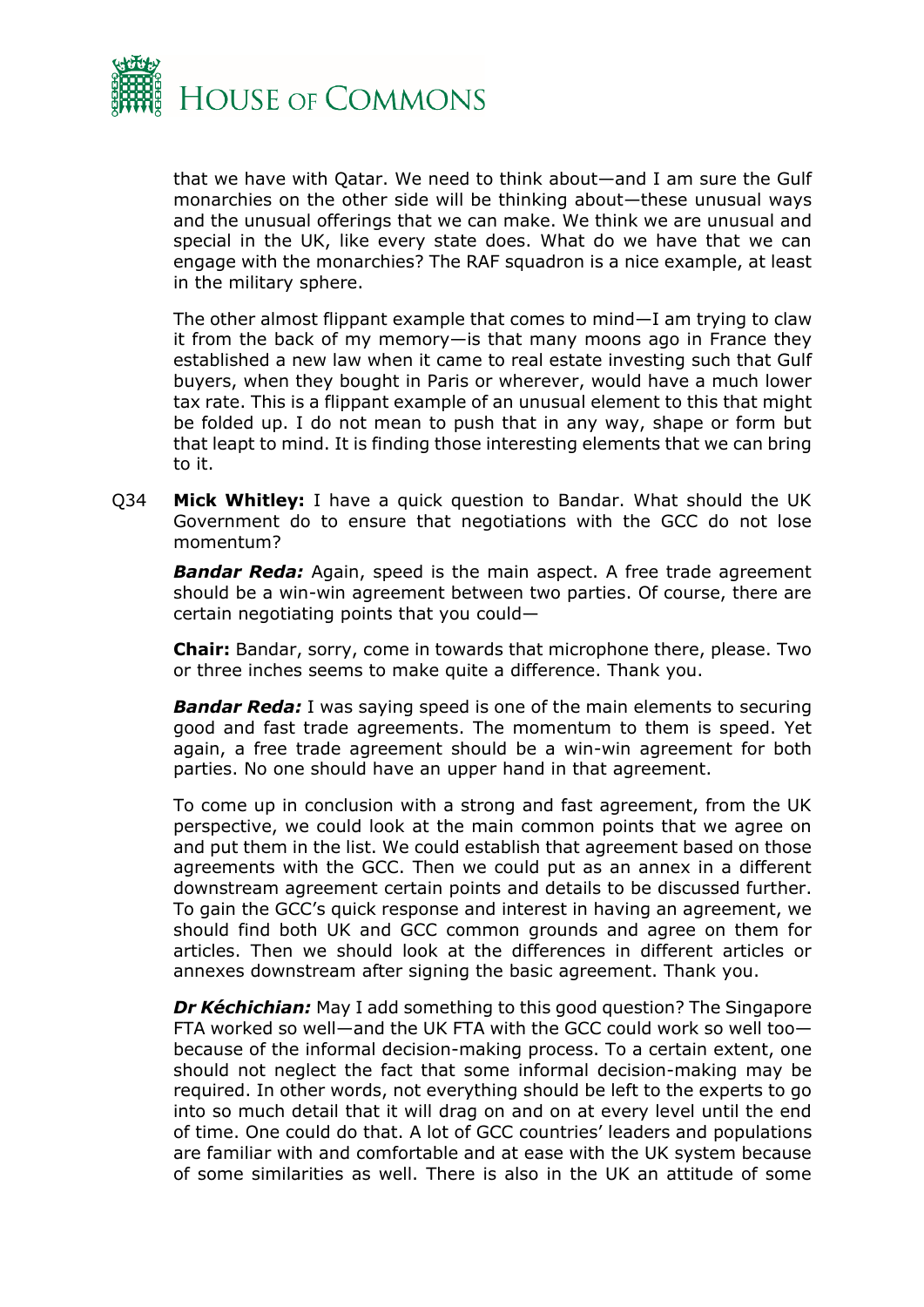that we have with Qatar. We need to think about—and I am sure the Gulf monarchies on the other side will be thinking about—these unusual ways and the unusual offerings that we can make. We think we are unusual and special in the UK, like every state does. What do we have that we can engage with the monarchies? The RAF squadron is a nice example, at least in the military sphere.

The other almost flippant example that comes to mind—I am trying to claw it from the back of my memory—is that many moons ago in France they established a new law when it came to real estate investing such that Gulf buyers, when they bought in Paris or wherever, would have a much lower tax rate. This is a flippant example of an unusual element to this that might be folded up. I do not mean to push that in any way, shape or form but that leapt to mind. It is finding those interesting elements that we can bring to it.

Q34 **Mick Whitley:** I have a quick question to Bandar. What should the UK Government do to ensure that negotiations with the GCC do not lose momentum?

***Bandar Reda:*** Again, speed is the main aspect. A free trade agreement should be a win-win agreement between two parties. Of course, there are certain negotiating points that you could—

**Chair:** Bandar, sorry, come in towards that microphone there, please. Two or three inches seems to make quite a difference. Thank you.

***Bandar Reda:*** I was saying speed is one of the main elements to securing good and fast trade agreements. The momentum to them is speed. Yet again, a free trade agreement should be a win-win agreement for both parties. No one should have an upper hand in that agreement.

To come up in conclusion with a strong and fast agreement, from the UK perspective, we could look at the main common points that we agree on and put them in the list. We could establish that agreement based on those agreements with the GCC. Then we could put as an annex in a different downstream agreement certain points and details to be discussed further. To gain the GCC's quick response and interest in having an agreement, we should find both UK and GCC common grounds and agree on them for articles. Then we should look at the differences in different articles or annexes downstream after signing the basic agreement. Thank you.

***Dr Kéchichian:*** May I add something to this good question? The Singapore FTA worked so well—and the UK FTA with the GCC could work so well too—because of the informal decision-making process. To a certain extent, one should not neglect the fact that some informal decision-making may be required. In other words, not everything should be left to the experts to go into so much detail that it will drag on and on at every level until the end of time. One could do that. A lot of GCC countries' leaders and populations are familiar with and comfortable and at ease with the UK system because of some similarities as well. There is also in the UK an attitude of some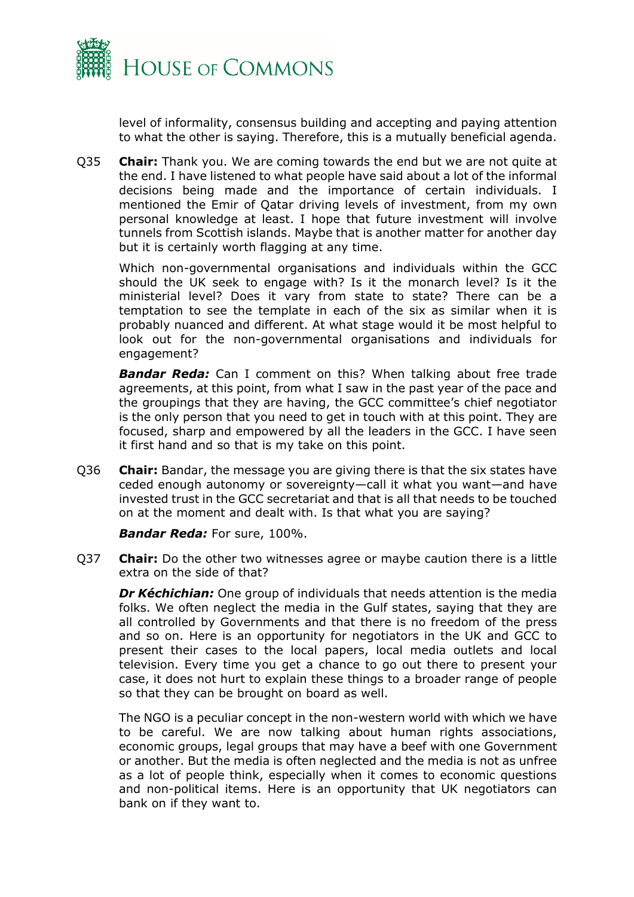level of informality, consensus building and accepting and paying attention to what the other is saying. Therefore, this is a mutually beneficial agenda.

Q35 **Chair:** Thank you. We are coming towards the end but we are not quite at the end. I have listened to what people have said about a lot of the informal decisions being made and the importance of certain individuals. I mentioned the Emir of Qatar driving levels of investment, from my own personal knowledge at least. I hope that future investment will involve tunnels from Scottish islands. Maybe that is another matter for another day but it is certainly worth flagging at any time.

Which non-governmental organisations and individuals within the GCC should the UK seek to engage with? Is it the monarch level? Is it the ministerial level? Does it vary from state to state? There can be a temptation to see the template in each of the six as similar when it is probably nuanced and different. At what stage would it be most helpful to look out for the non-governmental organisations and individuals for engagement?

***Bandar Reda:*** Can I comment on this? When talking about free trade agreements, at this point, from what I saw in the past year of the pace and the groupings that they are having, the GCC committee's chief negotiator is the only person that you need to get in touch with at this point. They are focused, sharp and empowered by all the leaders in the GCC. I have seen it first hand and so that is my take on this point.

Q36 **Chair:** Bandar, the message you are giving there is that the six states have ceded enough autonomy or sovereignty—call it what you want—and have invested trust in the GCC secretariat and that is all that needs to be touched on at the moment and dealt with. Is that what you are saying?

***Bandar Reda:*** For sure, 100%.

Q37 **Chair:** Do the other two witnesses agree or maybe caution there is a little extra on the side of that?

***Dr Kéchichian:*** One group of individuals that needs attention is the media folks. We often neglect the media in the Gulf states, saying that they are all controlled by Governments and that there is no freedom of the press and so on. Here is an opportunity for negotiators in the UK and GCC to present their cases to the local papers, local media outlets and local television. Every time you get a chance to go out there to present your case, it does not hurt to explain these things to a broader range of people so that they can be brought on board as well.

The NGO is a peculiar concept in the non-western world with which we have to be careful. We are now talking about human rights associations, economic groups, legal groups that may have a beef with one Government or another. But the media is often neglected and the media is not as unfree as a lot of people think, especially when it comes to economic questions and non-political items. Here is an opportunity that UK negotiators can bank on if they want to.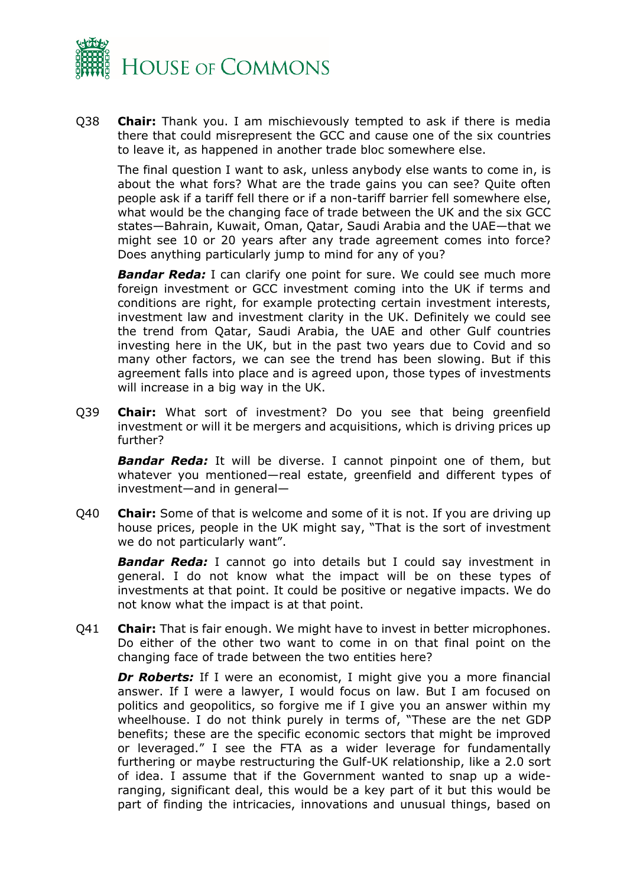Q38 **Chair:** Thank you. I am mischievously tempted to ask if there is media there that could misrepresent the GCC and cause one of the six countries to leave it, as happened in another trade bloc somewhere else.

The final question I want to ask, unless anybody else wants to come in, is about the what fors? What are the trade gains you can see? Quite often people ask if a tariff fell there or if a non-tariff barrier fell somewhere else, what would be the changing face of trade between the UK and the six GCC states—Bahrain, Kuwait, Oman, Qatar, Saudi Arabia and the UAE—that we might see 10 or 20 years after any trade agreement comes into force? Does anything particularly jump to mind for any of you?

***Bandar Reda:*** I can clarify one point for sure. We could see much more foreign investment or GCC investment coming into the UK if terms and conditions are right, for example protecting certain investment interests, investment law and investment clarity in the UK. Definitely we could see the trend from Qatar, Saudi Arabia, the UAE and other Gulf countries investing here in the UK, but in the past two years due to Covid and so many other factors, we can see the trend has been slowing. But if this agreement falls into place and is agreed upon, those types of investments will increase in a big way in the UK.

Q39 **Chair:** What sort of investment? Do you see that being greenfield investment or will it be mergers and acquisitions, which is driving prices up further?

***Bandar Reda:*** It will be diverse. I cannot pinpoint one of them, but whatever you mentioned—real estate, greenfield and different types of investment—and in general—

Q40 **Chair:** Some of that is welcome and some of it is not. If you are driving up house prices, people in the UK might say, "That is the sort of investment we do not particularly want".

***Bandar Reda:*** I cannot go into details but I could say investment in general. I do not know what the impact will be on these types of investments at that point. It could be positive or negative impacts. We do not know what the impact is at that point.

Q41 **Chair:** That is fair enough. We might have to invest in better microphones. Do either of the other two want to come in on that final point on the changing face of trade between the two entities here?

***Dr Roberts:*** If I were an economist, I might give you a more financial answer. If I were a lawyer, I would focus on law. But I am focused on politics and geopolitics, so forgive me if I give you an answer within my wheelhouse. I do not think purely in terms of, "These are the net GDP benefits; these are the specific economic sectors that might be improved or leveraged." I see the FTA as a wider leverage for fundamentally furthering or maybe restructuring the Gulf-UK relationship, like a 2.0 sort of idea. I assume that if the Government wanted to snap up a wide-ranging, significant deal, this would be a key part of it but this would be part of finding the intricacies, innovations and unusual things, based on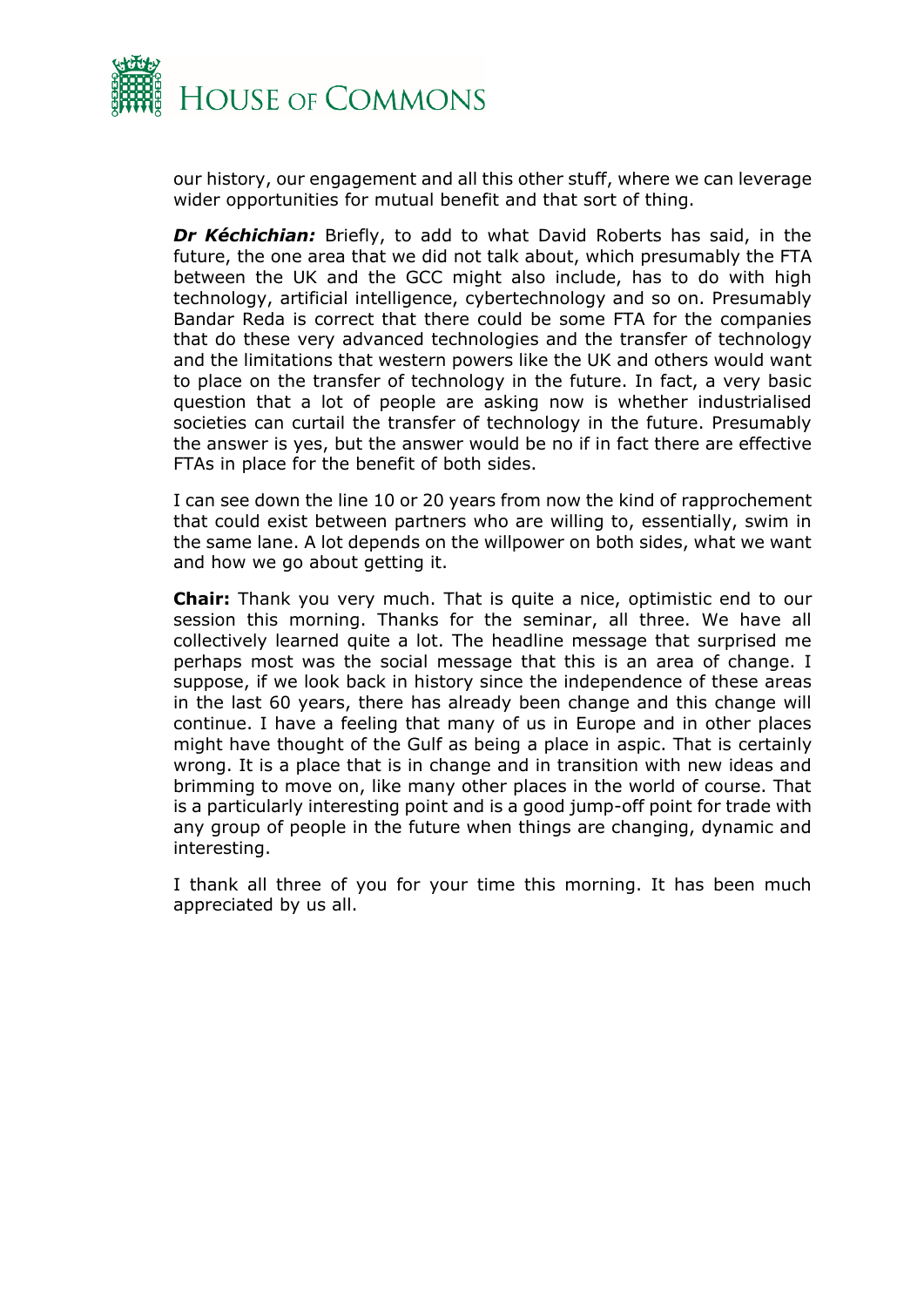our history, our engagement and all this other stuff, where we can leverage wider opportunities for mutual benefit and that sort of thing.

***Dr Kéchichian:*** Briefly, to add to what David Roberts has said, in the future, the one area that we did not talk about, which presumably the FTA between the UK and the GCC might also include, has to do with high technology, artificial intelligence, cybertechnology and so on. Presumably Bandar Reda is correct that there could be some FTA for the companies that do these very advanced technologies and the transfer of technology and the limitations that western powers like the UK and others would want to place on the transfer of technology in the future. In fact, a very basic question that a lot of people are asking now is whether industrialised societies can curtail the transfer of technology in the future. Presumably the answer is yes, but the answer would be no if in fact there are effective FTAs in place for the benefit of both sides.

I can see down the line 10 or 20 years from now the kind of rapprochement that could exist between partners who are willing to, essentially, swim in the same lane. A lot depends on the willpower on both sides, what we want and how we go about getting it.

**Chair:** Thank you very much. That is quite a nice, optimistic end to our session this morning. Thanks for the seminar, all three. We have all collectively learned quite a lot. The headline message that surprised me perhaps most was the social message that this is an area of change. I suppose, if we look back in history since the independence of these areas in the last 60 years, there has already been change and this change will continue. I have a feeling that many of us in Europe and in other places might have thought of the Gulf as being a place in aspic. That is certainly wrong. It is a place that is in change and in transition with new ideas and brimming to move on, like many other places in the world of course. That is a particularly interesting point and is a good jump-off point for trade with any group of people in the future when things are changing, dynamic and interesting.

I thank all three of you for your time this morning. It has been much appreciated by us all.